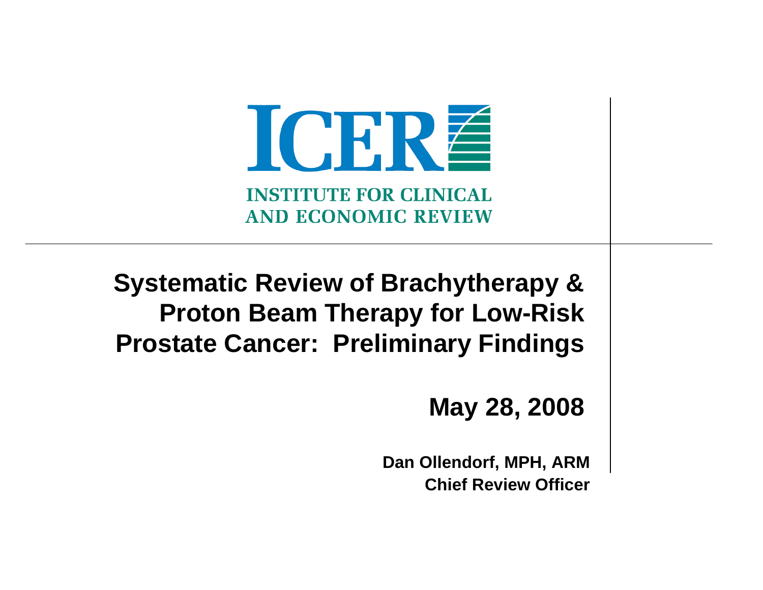ICER

INSTITUTE FOR CLINICAL AND ECONOMIC REVIEW

# Systematic Review of Brachytherapy & Proton Beam Therapy for Low-Risk Prostate Cancer: Preliminary Findings

**May 28, 2008**

**Dan Ollendorf, MPH, ARM**
**Chief Review Officer**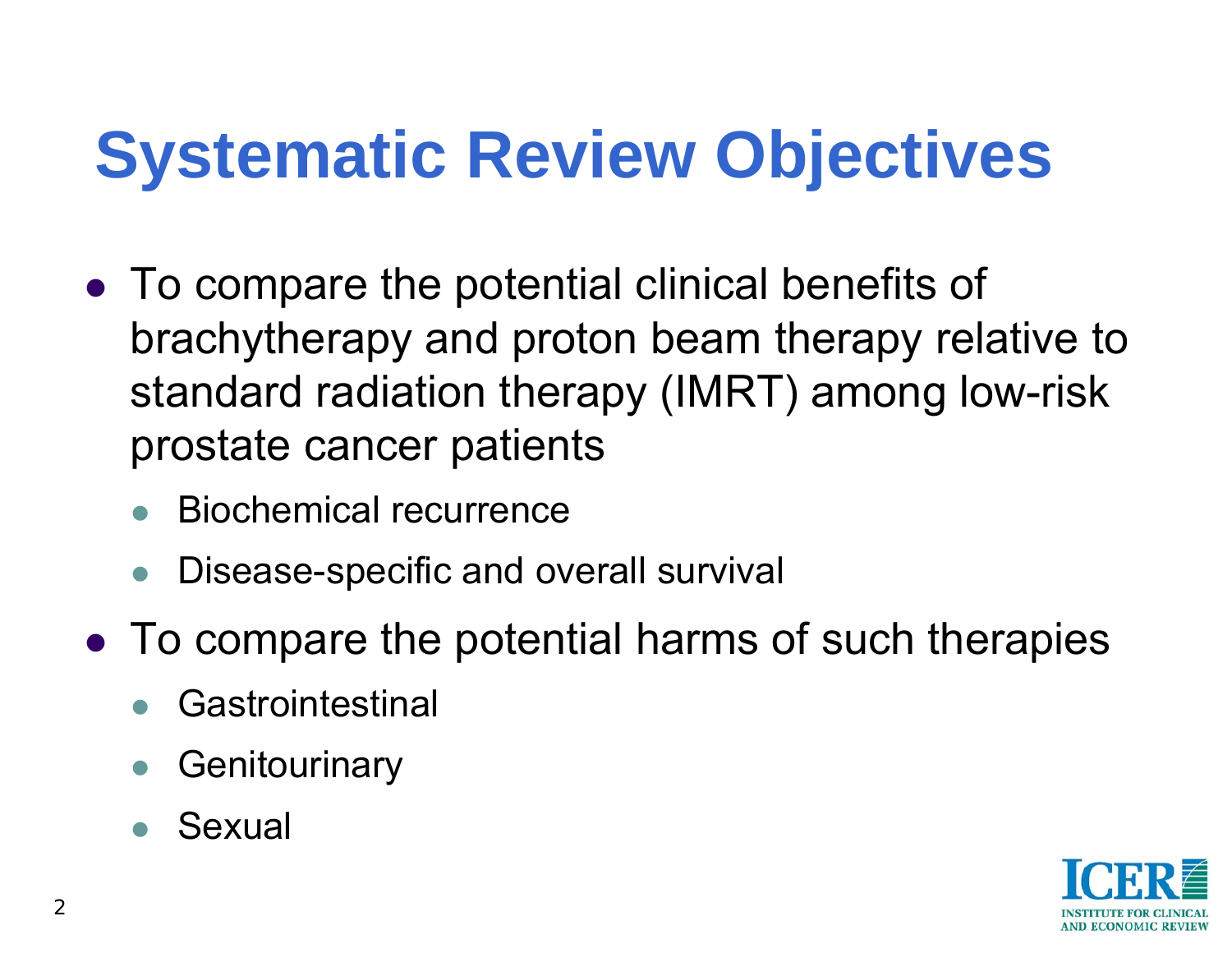# Systematic Review Objectives

- To compare the potential clinical benefits of brachytherapy and proton beam therapy relative to standard radiation therapy (IMRT) among low-risk prostate cancer patients
  - Biochemical recurrence
  - Disease-specific and overall survival
- To compare the potential harms of such therapies
  - Gastrointestinal
  - Genitourinary
  - Sexual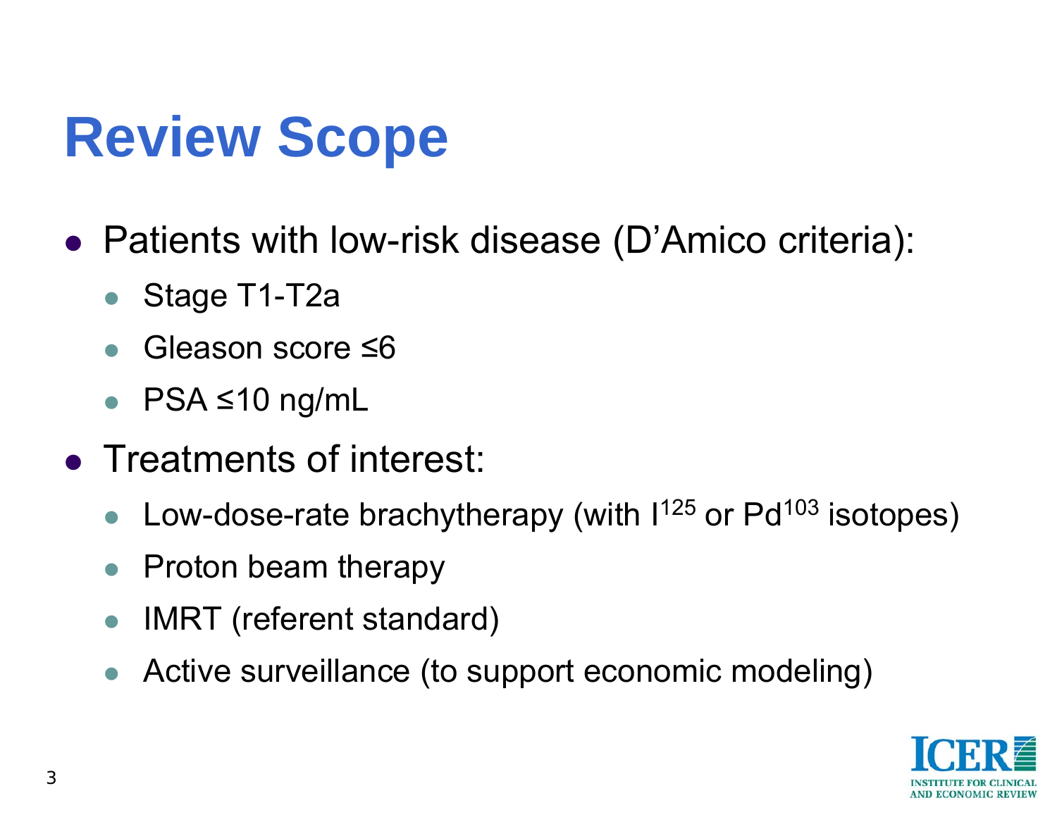# Review Scope

- Patients with low-risk disease (D'Amico criteria):
  - Stage T1-T2a
  - Gleason score ≤6
  - PSA ≤10 ng/mL
- Treatments of interest:
  - Low-dose-rate brachytherapy (with $I^{125}$ or $Pd^{103}$ isotopes)
  - Proton beam therapy
  - IMRT (referent standard)
  - Active surveillance (to support economic modeling)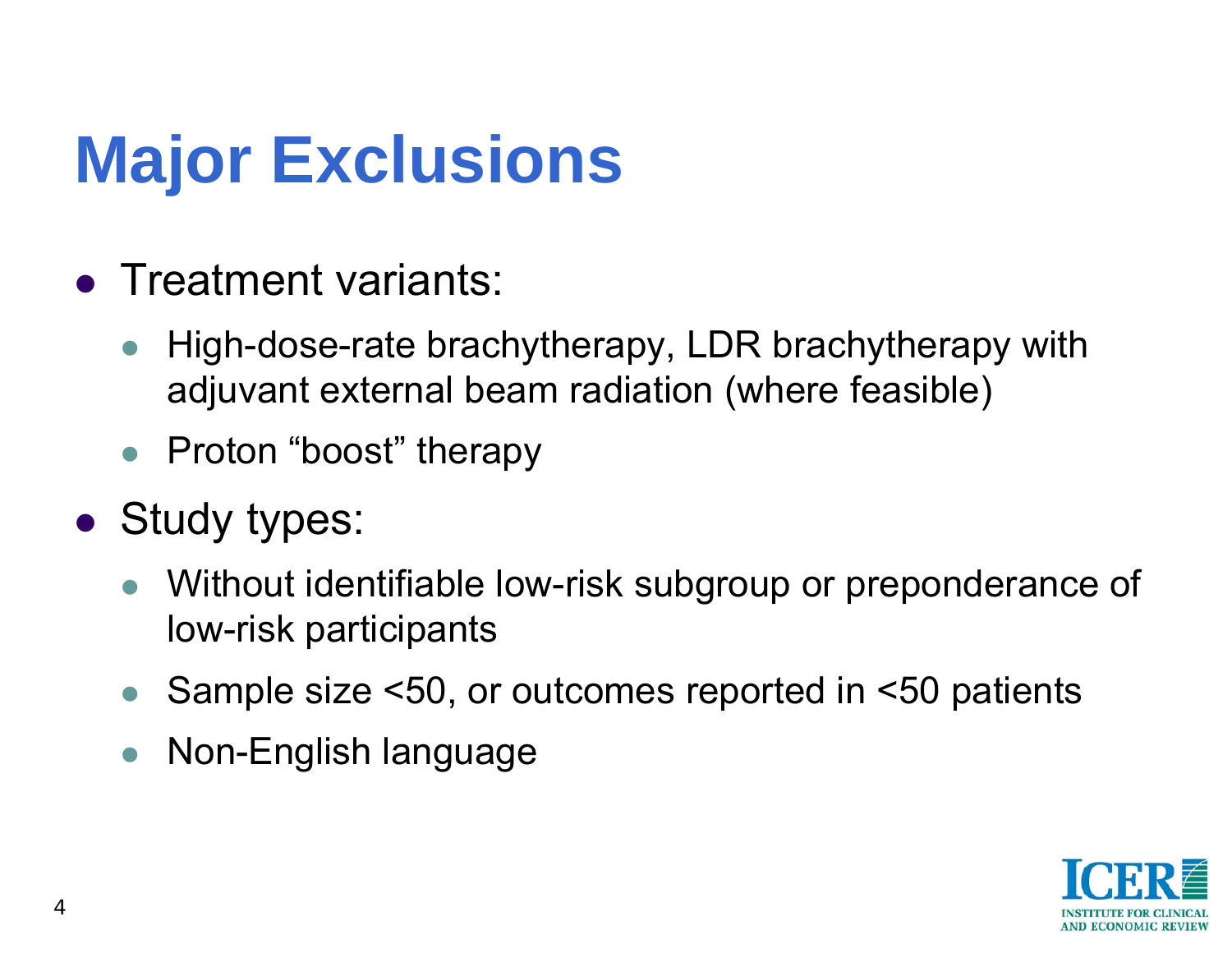# Major Exclusions

- Treatment variants:
  - High-dose-rate brachytherapy, LDR brachytherapy with adjuvant external beam radiation (where feasible)
  - Proton "boost" therapy
- Study types:
  - Without identifiable low-risk subgroup or preponderance of low-risk participants
  - Sample size <50, or outcomes reported in <50 patients
  - Non-English language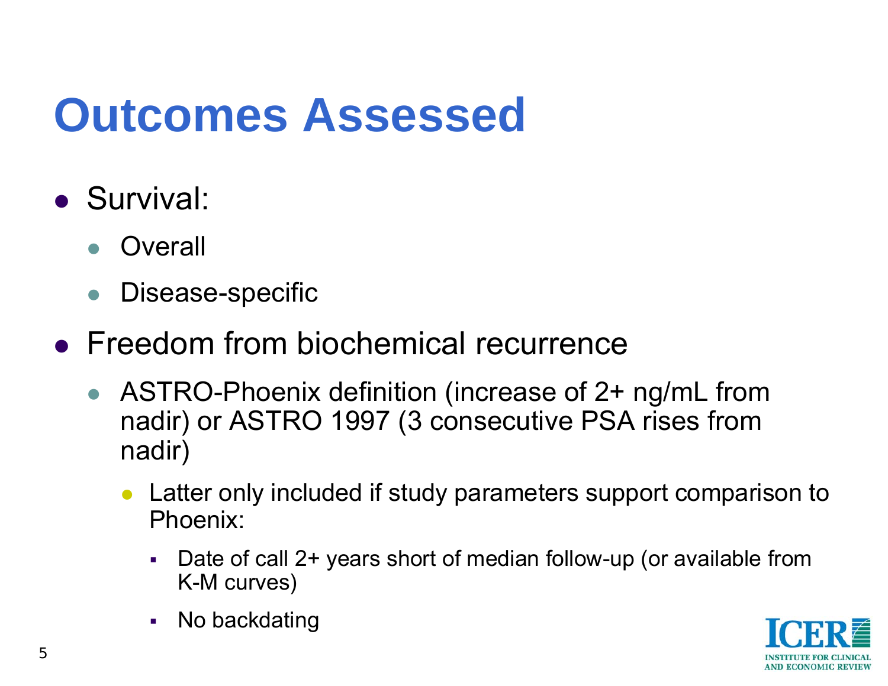# Outcomes Assessed

- Survival:
  - Overall
  - Disease-specific
- Freedom from biochemical recurrence
  - ASTRO-Phoenix definition (increase of 2+ ng/mL from nadir) or ASTRO 1997 (3 consecutive PSA rises from nadir)
    - Latter only included if study parameters support comparison to Phoenix:
      - Date of call 2+ years short of median follow-up (or available from K-M curves)
      - No backdating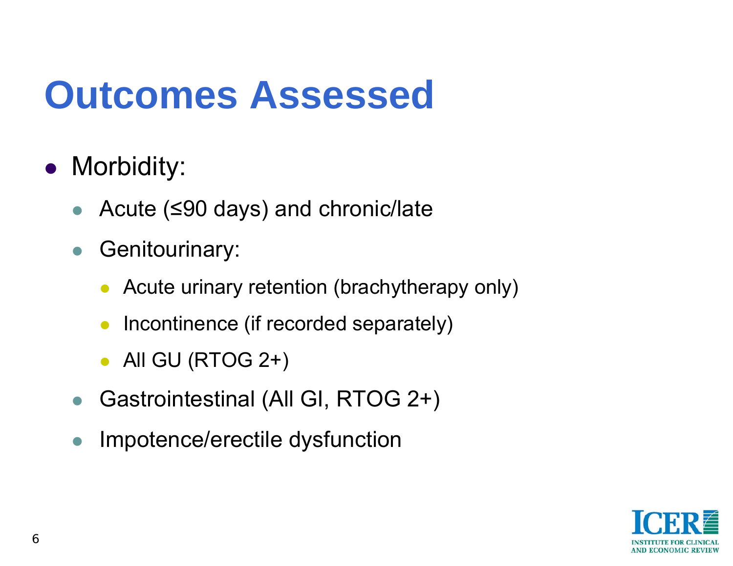# Outcomes Assessed

- Morbidity:
  - Acute (≤90 days) and chronic/late
  - Genitourinary:
    - Acute urinary retention (brachytherapy only)
    - Incontinence (if recorded separately)
    - All GU (RTOG 2+)
  - Gastrointestinal (All GI, RTOG 2+)
  - Impotence/erectile dysfunction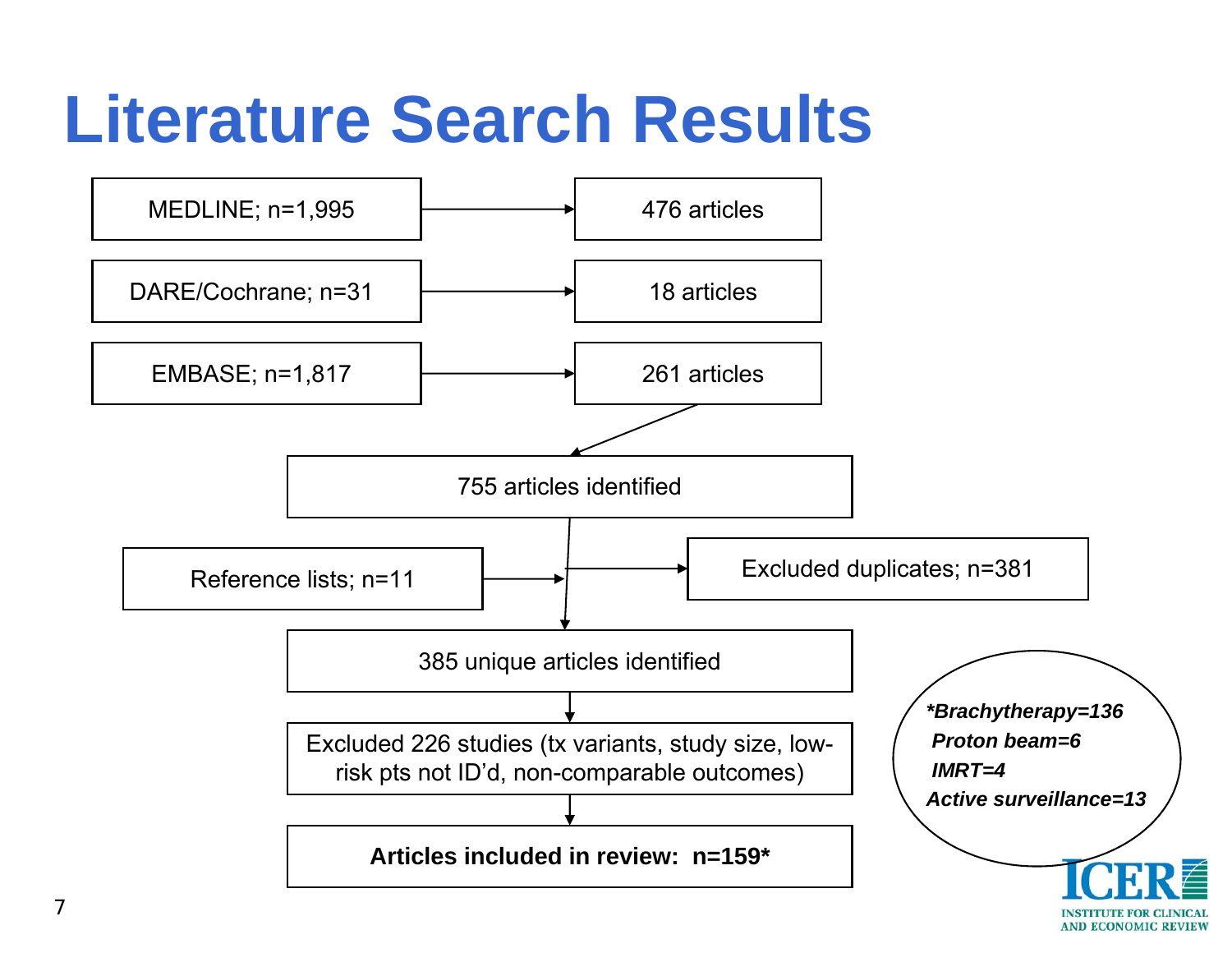# Literature Search Results

- MEDLINE; n=1,995 → 476 articles
- DARE/Cochrane; n=31 → 18 articles
- EMBASE; n=1,817 → 261 articles

755 articles identified

Reference lists; n=11

Excluded duplicates; n=381

385 unique articles identified

Excluded 226 studies (tx variants, study size, low-risk pts not ID'd, non-comparable outcomes)

**Articles included in review: n=159***

***\*Brachytherapy=136***
***Proton beam=6***
***IMRT=4***
***Active surveillance=13***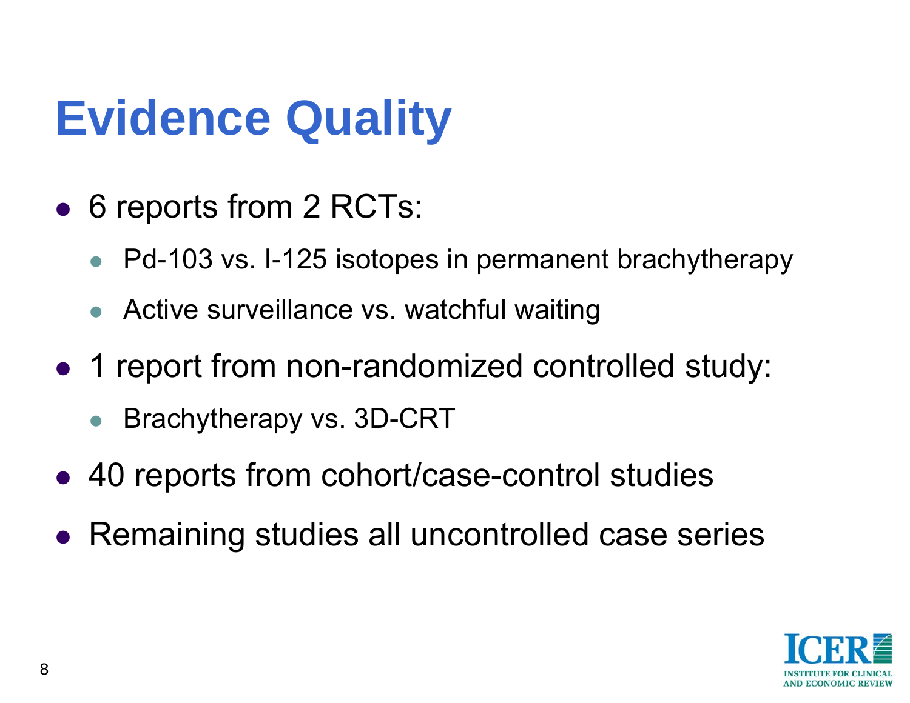# Evidence Quality

- 6 reports from 2 RCTs:
  - Pd-103 vs. I-125 isotopes in permanent brachytherapy
  - Active surveillance vs. watchful waiting
- 1 report from non-randomized controlled study:
  - Brachytherapy vs. 3D-CRT
- 40 reports from cohort/case-control studies
- Remaining studies all uncontrolled case series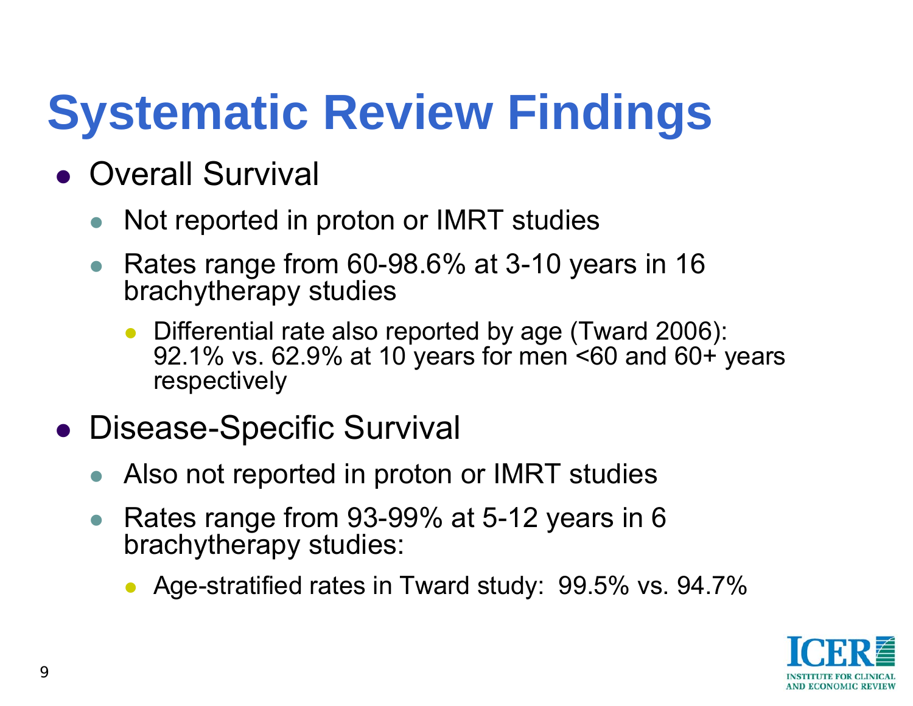# Systematic Review Findings

- Overall Survival
  - Not reported in proton or IMRT studies
  - Rates range from 60-98.6% at 3-10 years in 16 brachytherapy studies
    - Differential rate also reported by age (Tward 2006): 92.1% vs. 62.9% at 10 years for men <60 and 60+ years respectively
- Disease-Specific Survival
  - Also not reported in proton or IMRT studies
  - Rates range from 93-99% at 5-12 years in 6 brachytherapy studies:
    - Age-stratified rates in Tward study: 99.5% vs. 94.7%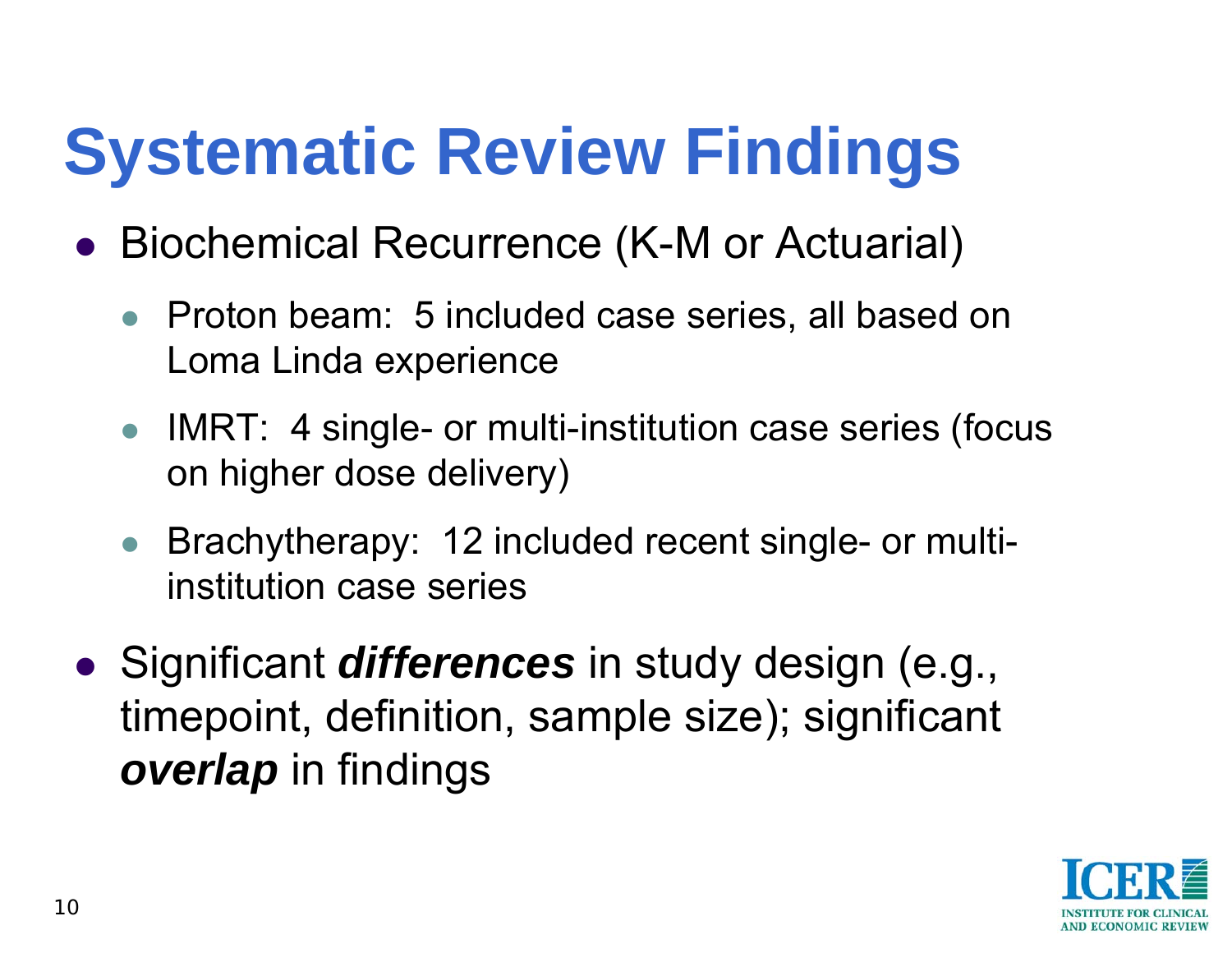# Systematic Review Findings

- Biochemical Recurrence (K-M or Actuarial)
  - Proton beam: 5 included case series, all based on Loma Linda experience
  - IMRT: 4 single- or multi-institution case series (focus on higher dose delivery)
  - Brachytherapy: 12 included recent single- or multi-institution case series
- Significant ***differences*** in study design (e.g., timepoint, definition, sample size); significant ***overlap*** in findings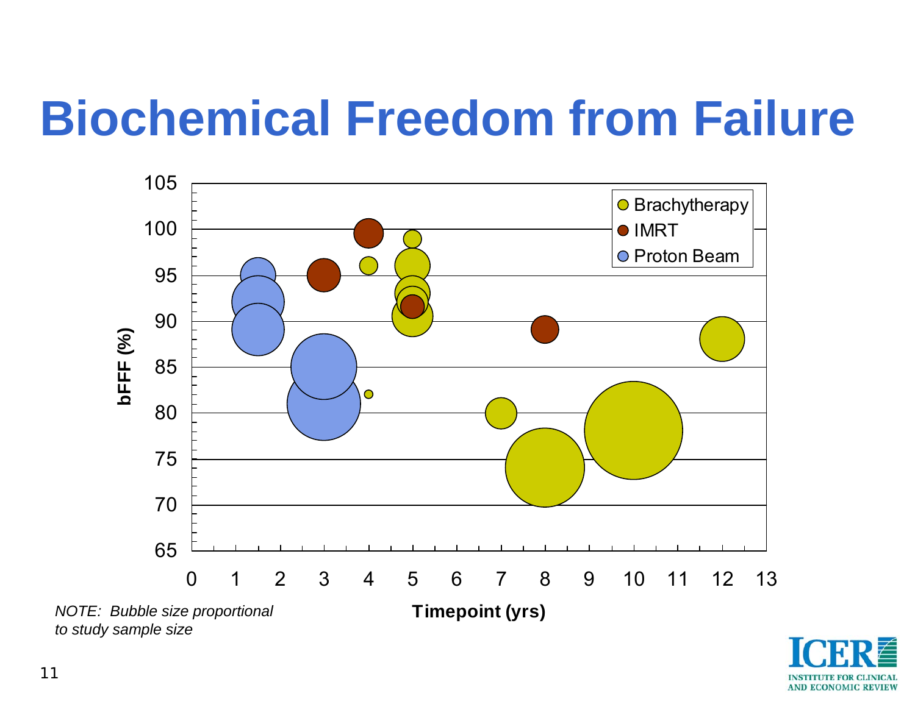# Biochemical Freedom from Failure

*NOTE: Bubble size proportional to study sample size*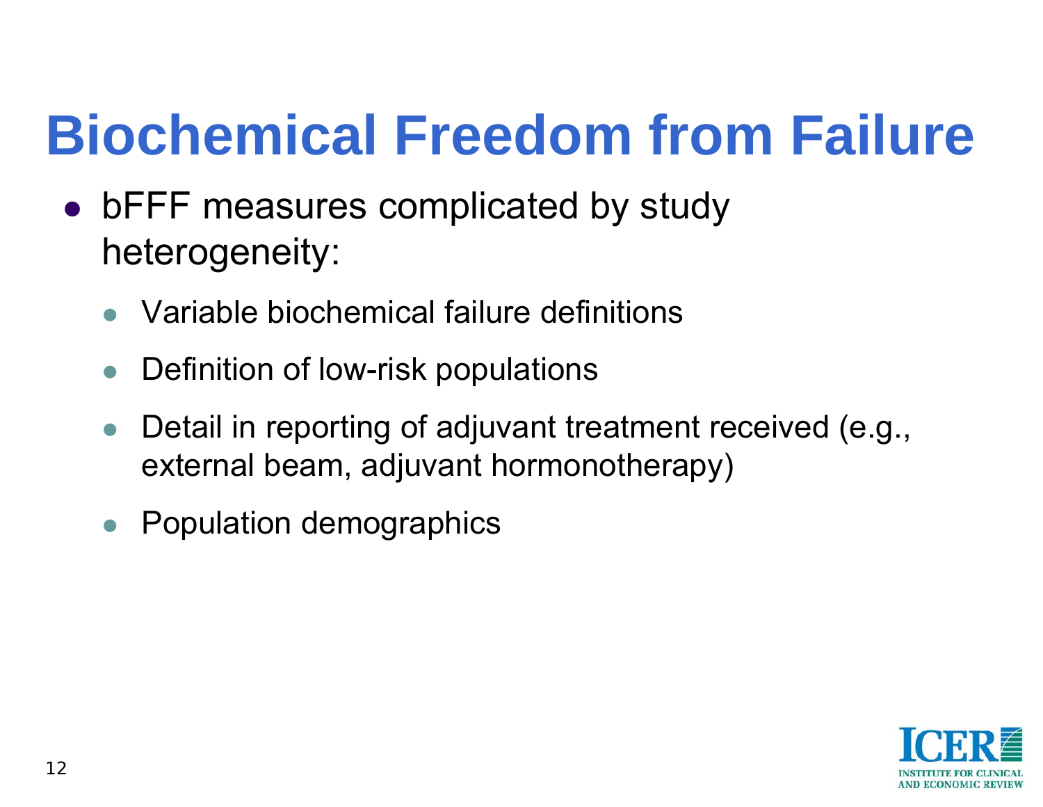# Biochemical Freedom from Failure

- bFFF measures complicated by study heterogeneity:
  - Variable biochemical failure definitions
  - Definition of low-risk populations
  - Detail in reporting of adjuvant treatment received (e.g., external beam, adjuvant hormonotherapy)
  - Population demographics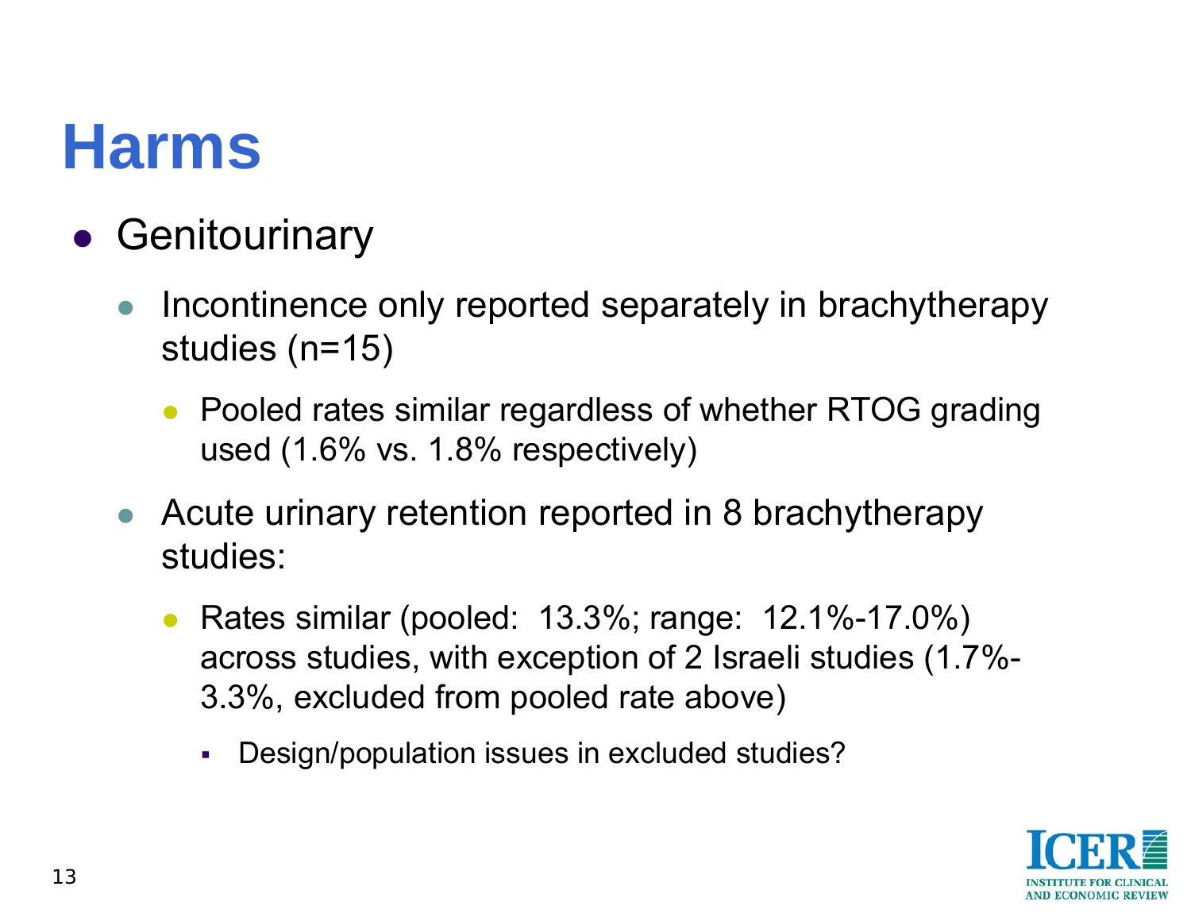# Harms

- Genitourinary
  - Incontinence only reported separately in brachytherapy studies (n=15)
    - Pooled rates similar regardless of whether RTOG grading used (1.6% vs. 1.8% respectively)
  - Acute urinary retention reported in 8 brachytherapy studies:
    - Rates similar (pooled: 13.3%; range: 12.1%-17.0%) across studies, with exception of 2 Israeli studies (1.7%-3.3%, excluded from pooled rate above)
      - Design/population issues in excluded studies?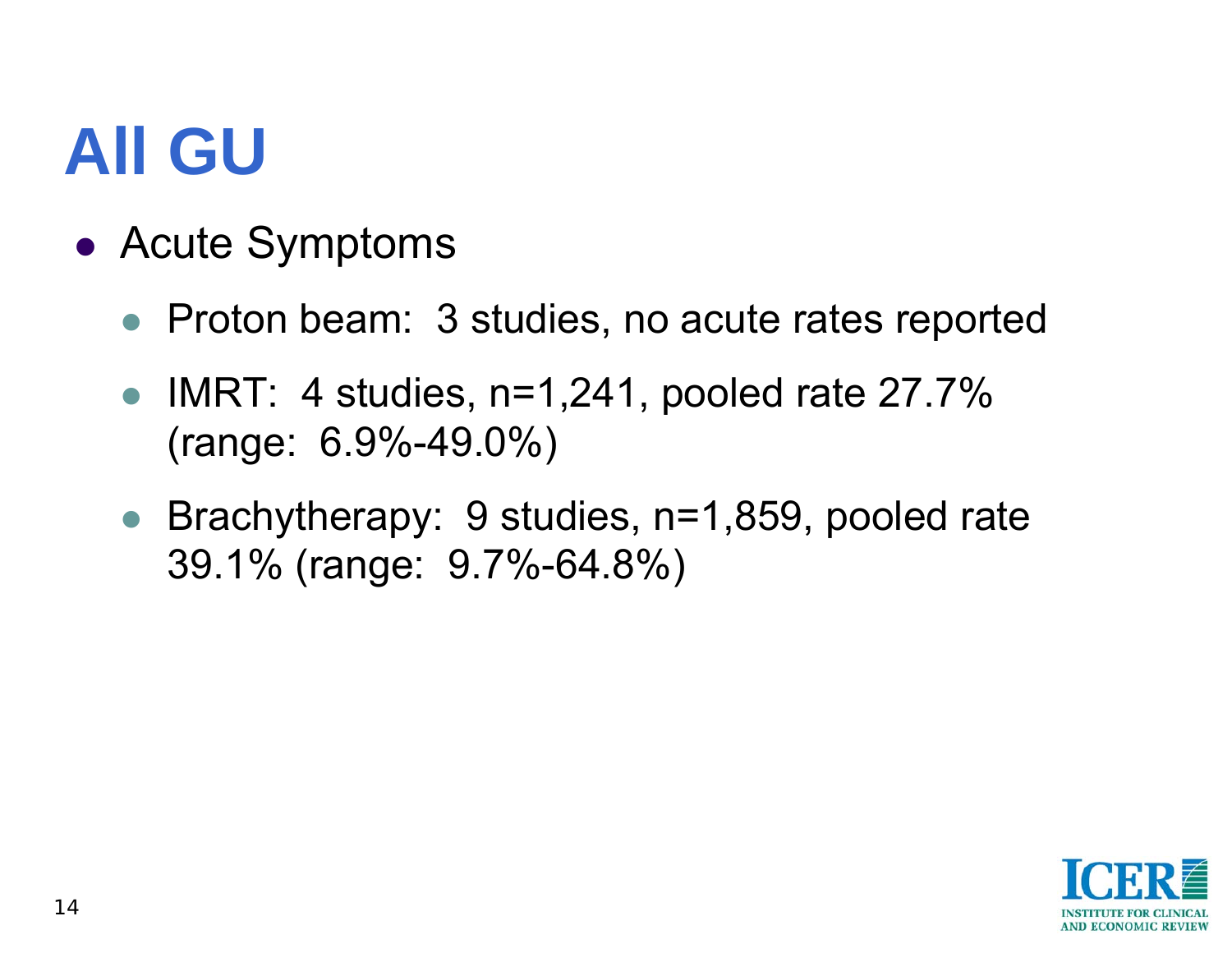# All GU

- Acute Symptoms
  - Proton beam: 3 studies, no acute rates reported
  - IMRT: 4 studies, n=1,241, pooled rate 27.7% (range: 6.9%-49.0%)
  - Brachytherapy: 9 studies, n=1,859, pooled rate 39.1% (range: 9.7%-64.8%)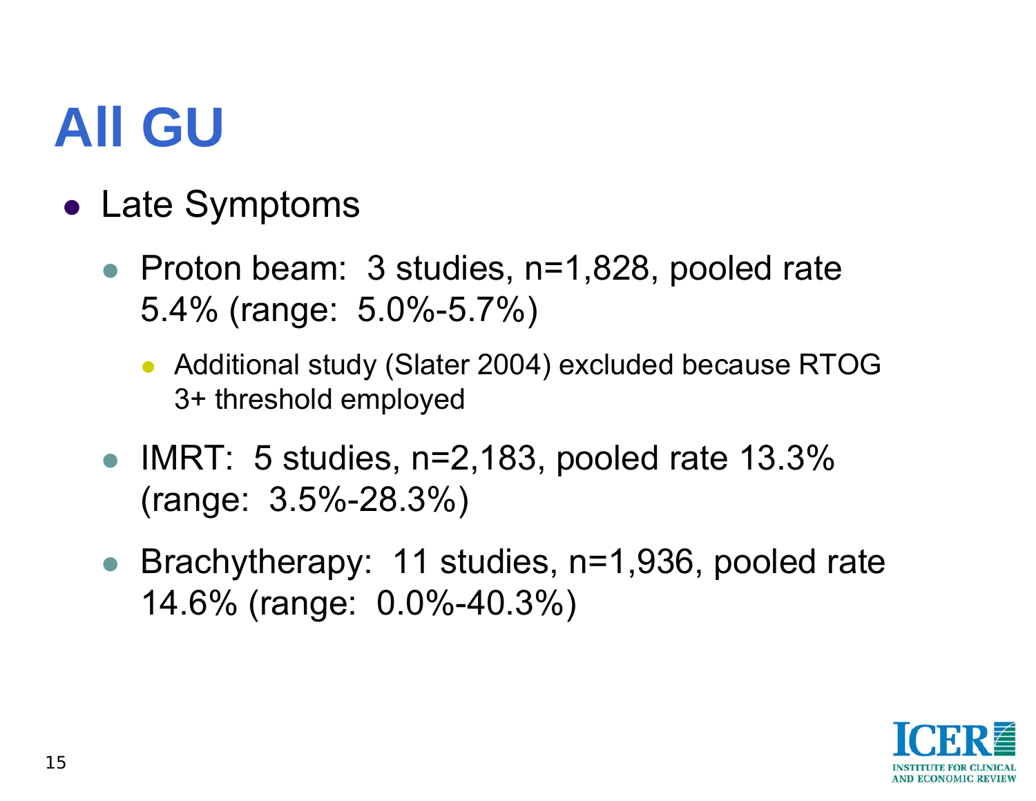# All GU

- Late Symptoms
  - Proton beam: 3 studies, n=1,828, pooled rate 5.4% (range: 5.0%-5.7%)
    - Additional study (Slater 2004) excluded because RTOG 3+ threshold employed
  - IMRT: 5 studies, n=2,183, pooled rate 13.3% (range: 3.5%-28.3%)
  - Brachytherapy: 11 studies, n=1,936, pooled rate 14.6% (range: 0.0%-40.3%)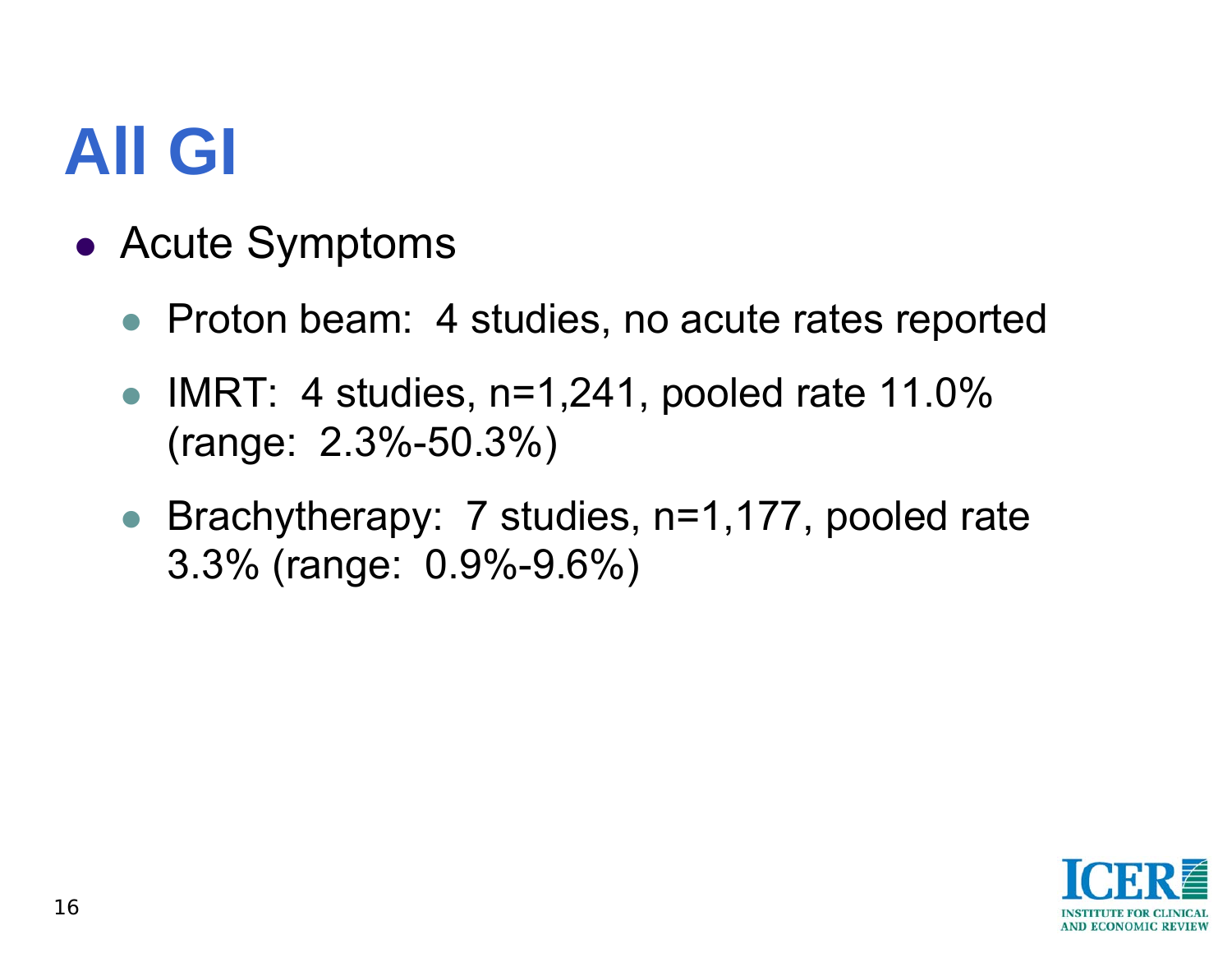# All GI

- Acute Symptoms
  - Proton beam: 4 studies, no acute rates reported
  - IMRT: 4 studies, n=1,241, pooled rate 11.0% (range: 2.3%-50.3%)
  - Brachytherapy: 7 studies, n=1,177, pooled rate 3.3% (range: 0.9%-9.6%)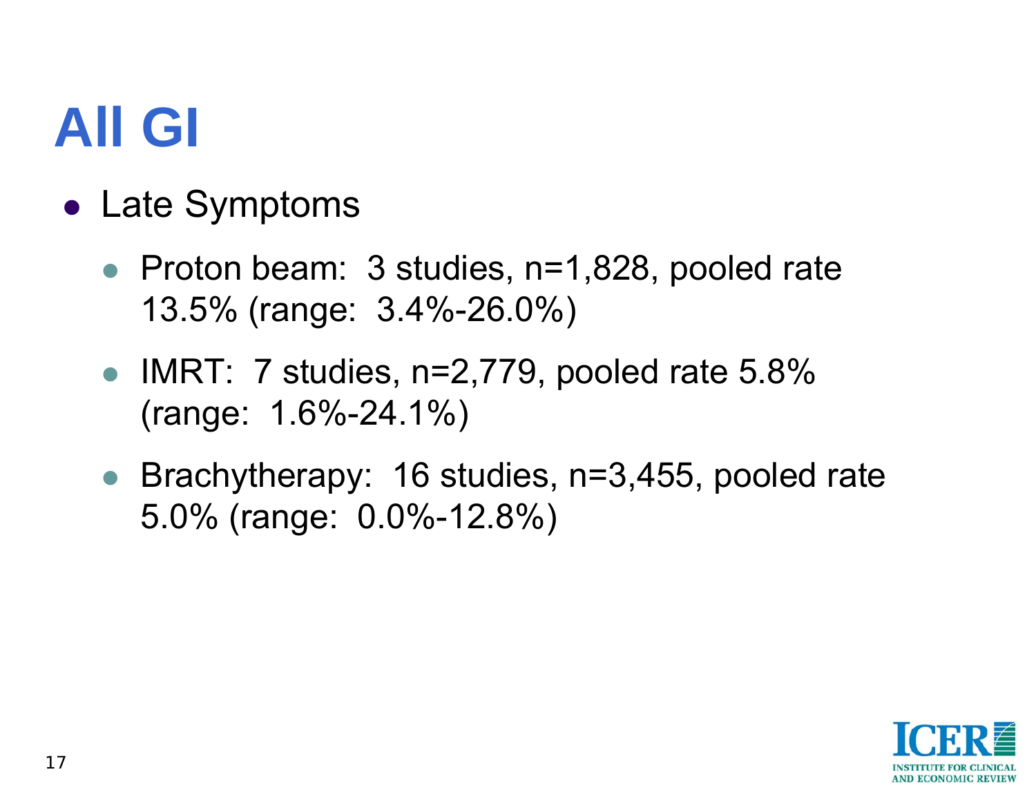# All GI

- Late Symptoms
  - Proton beam: 3 studies, n=1,828, pooled rate 13.5% (range: 3.4%-26.0%)
  - IMRT: 7 studies, n=2,779, pooled rate 5.8% (range: 1.6%-24.1%)
  - Brachytherapy: 16 studies, n=3,455, pooled rate 5.0% (range: 0.0%-12.8%)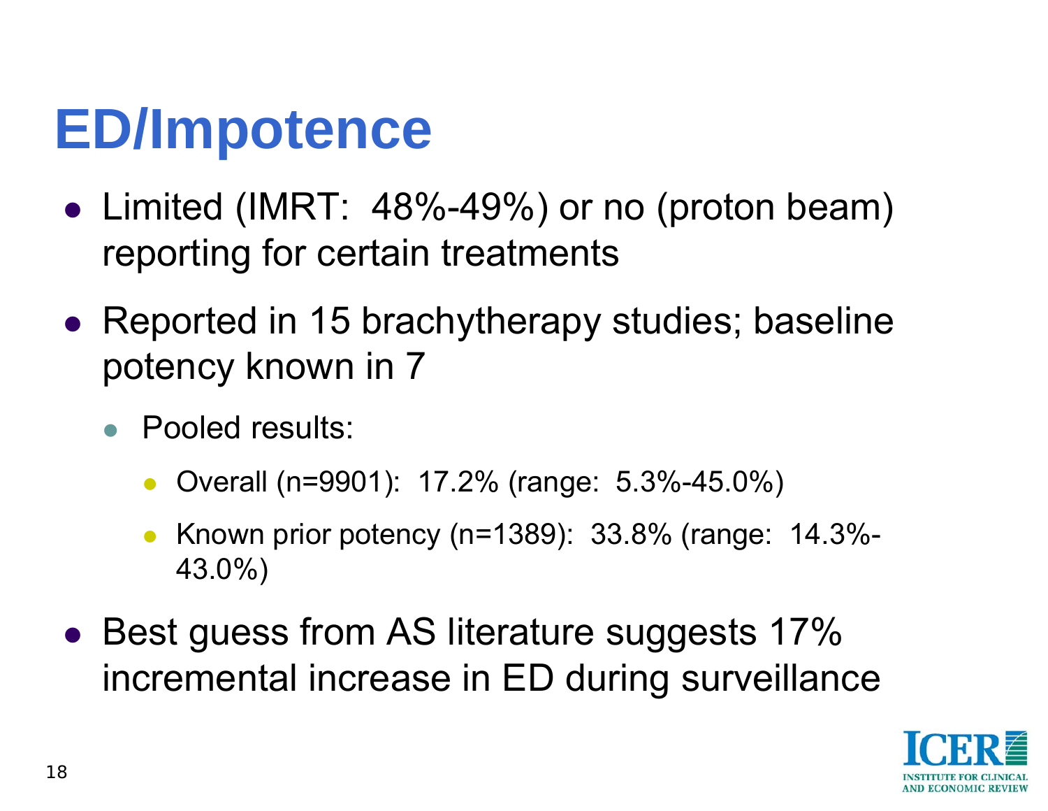# ED/Impotence

- Limited (IMRT: 48%-49%) or no (proton beam) reporting for certain treatments
- Reported in 15 brachytherapy studies; baseline potency known in 7
  - Pooled results:
    - Overall (n=9901): 17.2% (range: 5.3%-45.0%)
    - Known prior potency (n=1389): 33.8% (range: 14.3%-43.0%)
- Best guess from AS literature suggests 17% incremental increase in ED during surveillance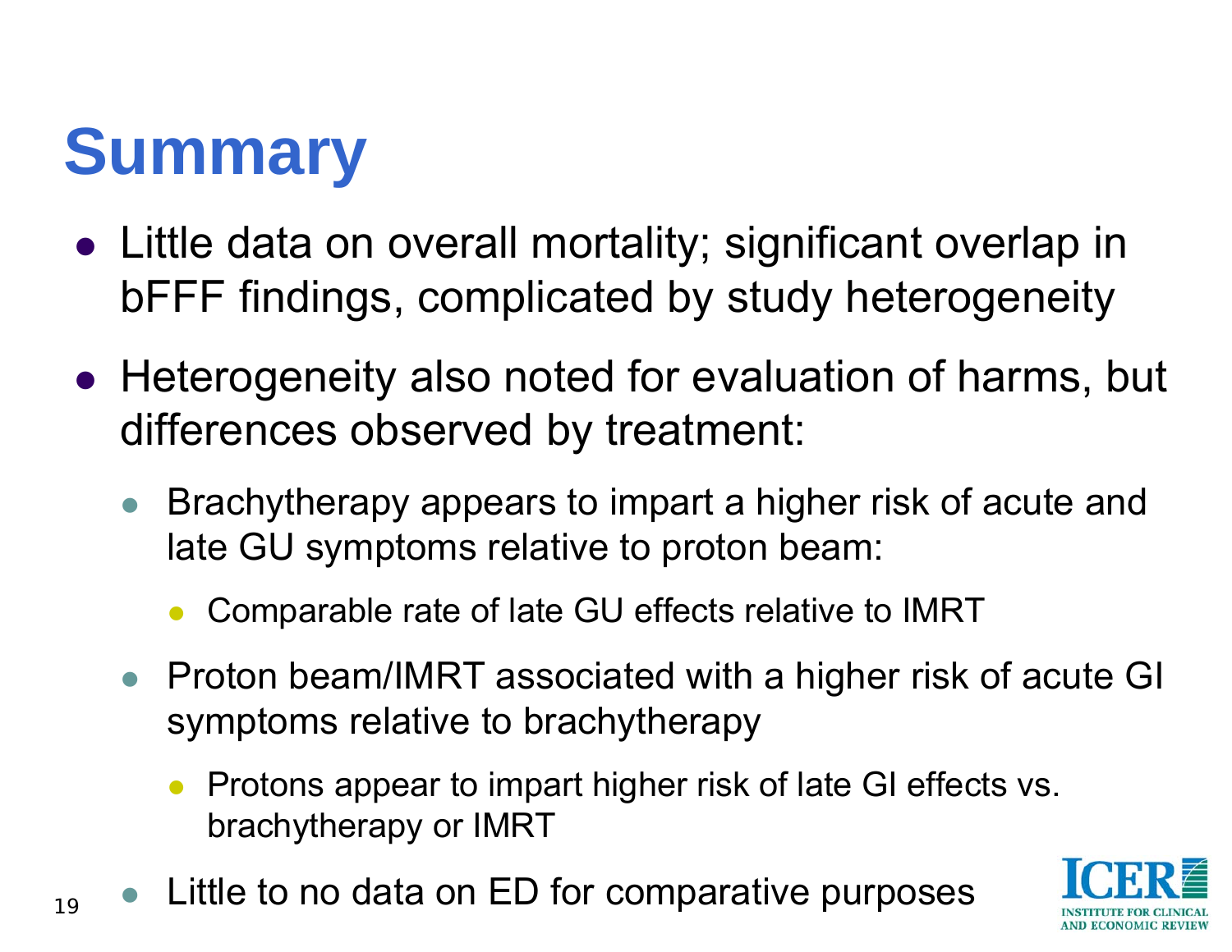# Summary

- Little data on overall mortality; significant overlap in bFFF findings, complicated by study heterogeneity
- Heterogeneity also noted for evaluation of harms, but differences observed by treatment:
  - Brachytherapy appears to impart a higher risk of acute and late GU symptoms relative to proton beam:
    - Comparable rate of late GU effects relative to IMRT
  - Proton beam/IMRT associated with a higher risk of acute GI symptoms relative to brachytherapy
    - Protons appear to impart higher risk of late GI effects vs. brachytherapy or IMRT
  - Little to no data on ED for comparative purposes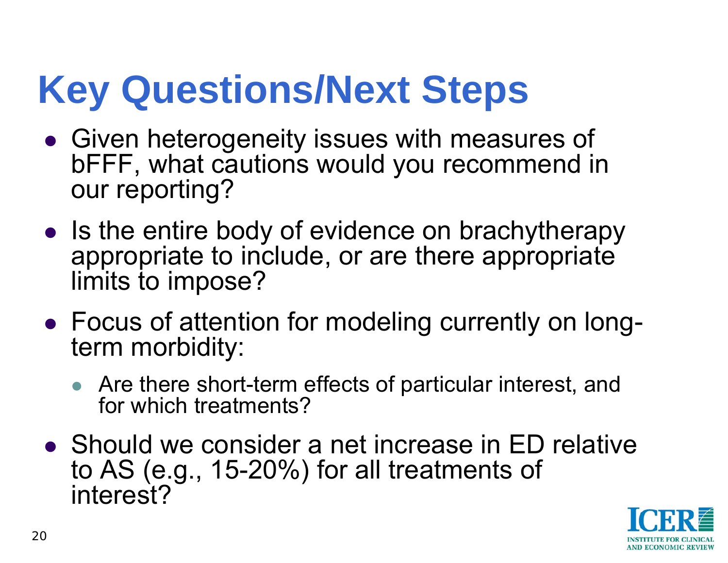# Key Questions/Next Steps

- Given heterogeneity issues with measures of bFFF, what cautions would you recommend in our reporting?
- Is the entire body of evidence on brachytherapy appropriate to include, or are there appropriate limits to impose?
- Focus of attention for modeling currently on long-term morbidity:
  - Are there short-term effects of particular interest, and for which treatments?
- Should we consider a net increase in ED relative to AS (e.g., 15-20%) for all treatments of interest?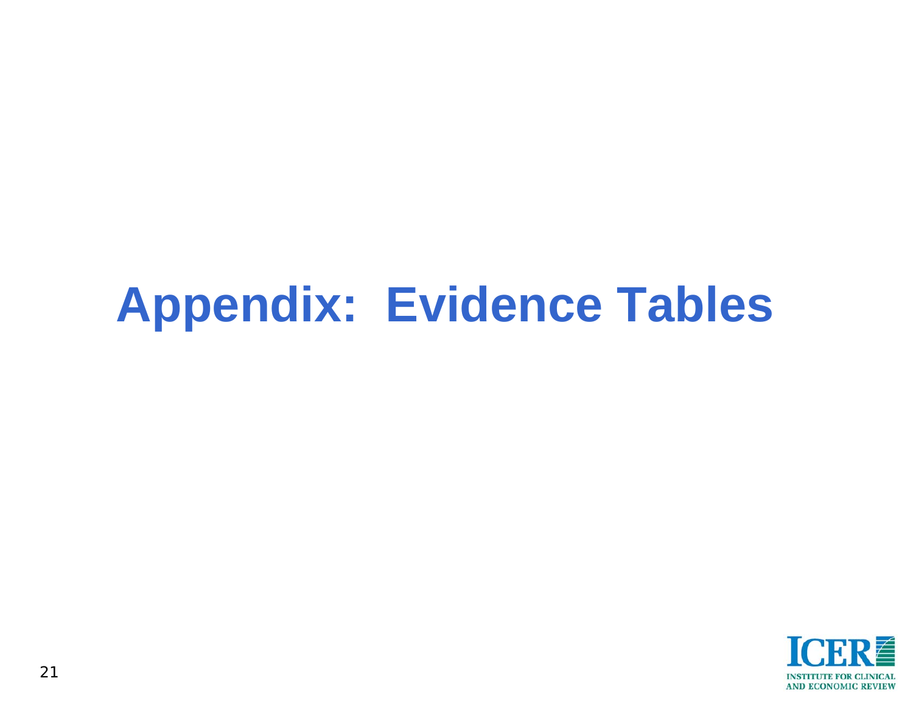# Appendix: Evidence Tables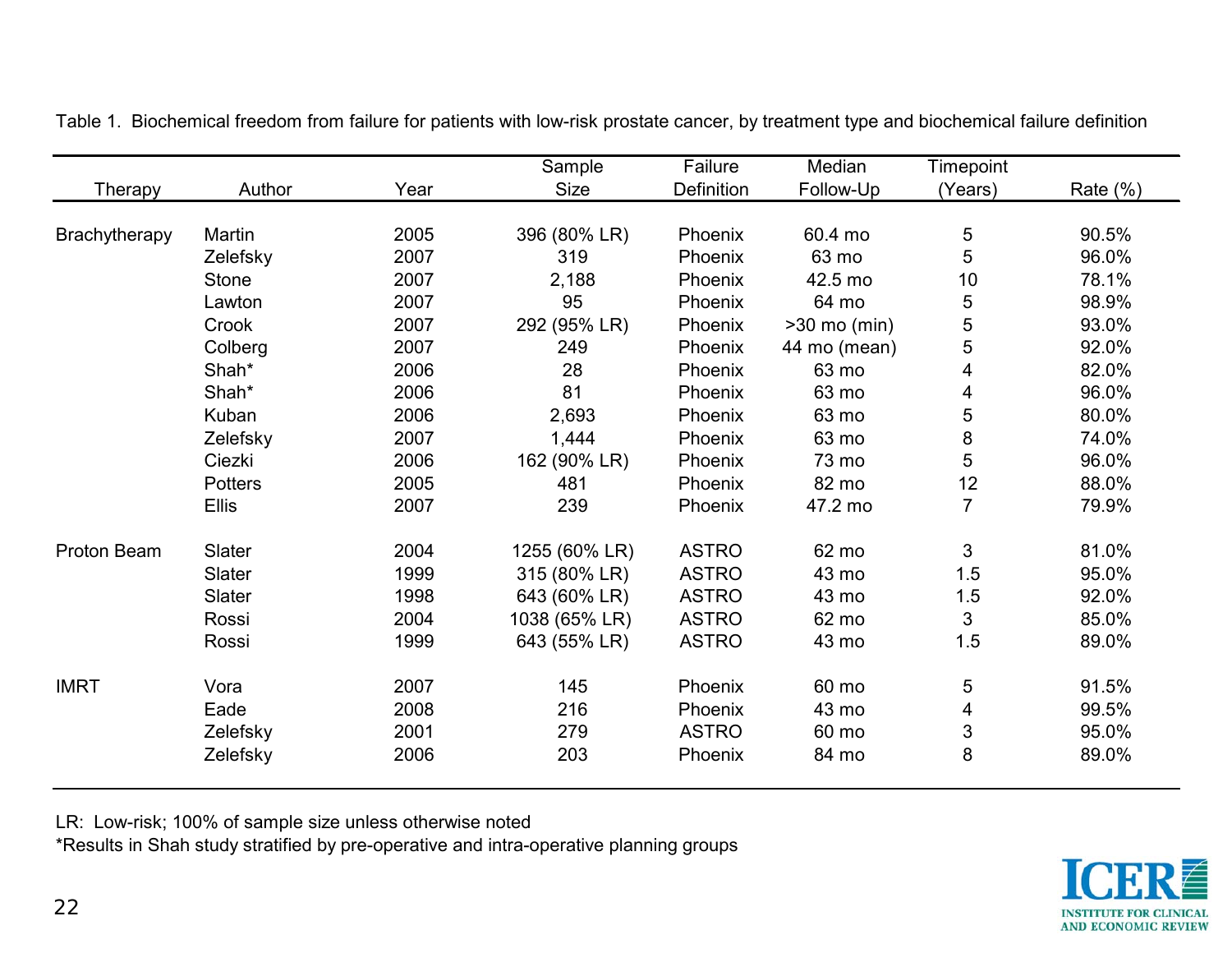Table 1. Biochemical freedom from failure for patients with low-risk prostate cancer, by treatment type and biochemical failure definition

| Therapy | Author | Year | Sample Size | Failure Definition | Median Follow-Up | Timepoint (Years) | Rate (%) |
|---|---|---|---|---|---|---|---|
| Brachytherapy | Martin | 2005 | 396 (80% LR) | Phoenix | 60.4 mo | 5 | 90.5% |
| | Zelefsky | 2007 | 319 | Phoenix | 63 mo | 5 | 96.0% |
| | Stone | 2007 | 2,188 | Phoenix | 42.5 mo | 10 | 78.1% |
| | Lawton | 2007 | 95 | Phoenix | 64 mo | 5 | 98.9% |
| | Crook | 2007 | 292 (95% LR) | Phoenix | >30 mo (min) | 5 | 93.0% |
| | Colberg | 2007 | 249 | Phoenix | 44 mo (mean) | 5 | 92.0% |
| | Shah* | 2006 | 28 | Phoenix | 63 mo | 4 | 82.0% |
| | Shah* | 2006 | 81 | Phoenix | 63 mo | 4 | 96.0% |
| | Kuban | 2006 | 2,693 | Phoenix | 63 mo | 5 | 80.0% |
| | Zelefsky | 2007 | 1,444 | Phoenix | 63 mo | 8 | 74.0% |
| | Ciezki | 2006 | 162 (90% LR) | Phoenix | 73 mo | 5 | 96.0% |
| | Potters | 2005 | 481 | Phoenix | 82 mo | 12 | 88.0% |
| | Ellis | 2007 | 239 | Phoenix | 47.2 mo | 7 | 79.9% |
| Proton Beam | Slater | 2004 | 1255 (60% LR) | ASTRO | 62 mo | 3 | 81.0% |
| | Slater | 1999 | 315 (80% LR) | ASTRO | 43 mo | 1.5 | 95.0% |
| | Slater | 1998 | 643 (60% LR) | ASTRO | 43 mo | 1.5 | 92.0% |
| | Rossi | 2004 | 1038 (65% LR) | ASTRO | 62 mo | 3 | 85.0% |
| | Rossi | 1999 | 643 (55% LR) | ASTRO | 43 mo | 1.5 | 89.0% |
| IMRT | Vora | 2007 | 145 | Phoenix | 60 mo | 5 | 91.5% |
| | Eade | 2008 | 216 | Phoenix | 43 mo | 4 | 99.5% |
| | Zelefsky | 2001 | 279 | ASTRO | 60 mo | 3 | 95.0% |
| | Zelefsky | 2006 | 203 | Phoenix | 84 mo | 8 | 89.0% |

LR: Low-risk; 100% of sample size unless otherwise noted

*Results in Shah study stratified by pre-operative and intra-operative planning groups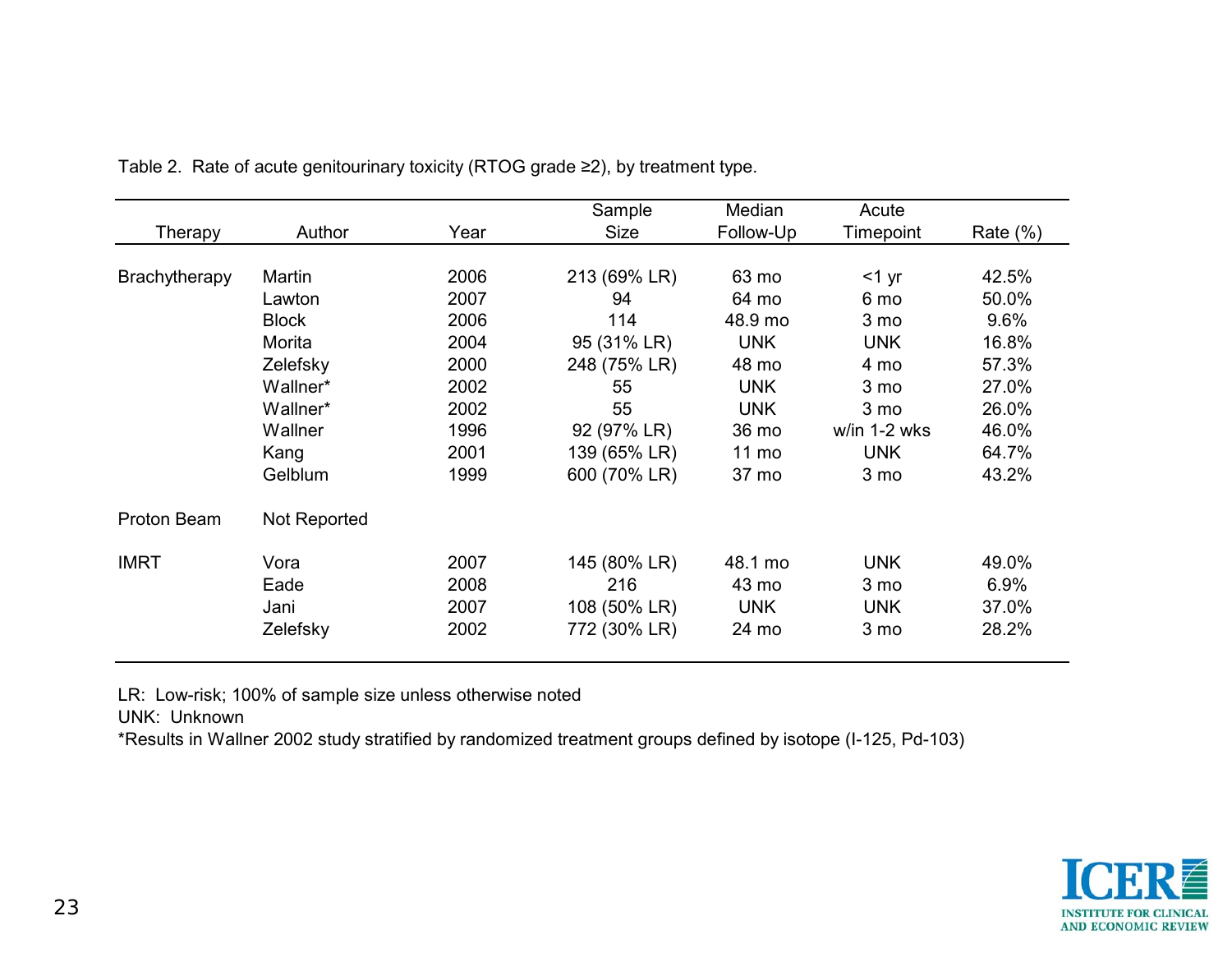Table 2. Rate of acute genitourinary toxicity (RTOG grade ≥2), by treatment type.

| Therapy | Author | Year | Sample Size | Median Follow-Up | Acute Timepoint | Rate (%) |
|---|---|---|---|---|---|---|
| Brachytherapy | Martin | 2006 | 213 (69% LR) | 63 mo | <1 yr | 42.5% |
| | Lawton | 2007 | 94 | 64 mo | 6 mo | 50.0% |
| | Block | 2006 | 114 | 48.9 mo | 3 mo | 9.6% |
| | Morita | 2004 | 95 (31% LR) | UNK | UNK | 16.8% |
| | Zelefsky | 2000 | 248 (75% LR) | 48 mo | 4 mo | 57.3% |
| | Wallner* | 2002 | 55 | UNK | 3 mo | 27.0% |
| | Wallner* | 2002 | 55 | UNK | 3 mo | 26.0% |
| | Wallner | 1996 | 92 (97% LR) | 36 mo | w/in 1-2 wks | 46.0% |
| | Kang | 2001 | 139 (65% LR) | 11 mo | UNK | 64.7% |
| | Gelblum | 1999 | 600 (70% LR) | 37 mo | 3 mo | 43.2% |
| Proton Beam | Not Reported | | | | | |
| IMRT | Vora | 2007 | 145 (80% LR) | 48.1 mo | UNK | 49.0% |
| | Eade | 2008 | 216 | 43 mo | 3 mo | 6.9% |
| | Jani | 2007 | 108 (50% LR) | UNK | UNK | 37.0% |
| | Zelefsky | 2002 | 772 (30% LR) | 24 mo | 3 mo | 28.2% |

LR: Low-risk; 100% of sample size unless otherwise noted

UNK: Unknown

*Results in Wallner 2002 study stratified by randomized treatment groups defined by isotope (I-125, Pd-103)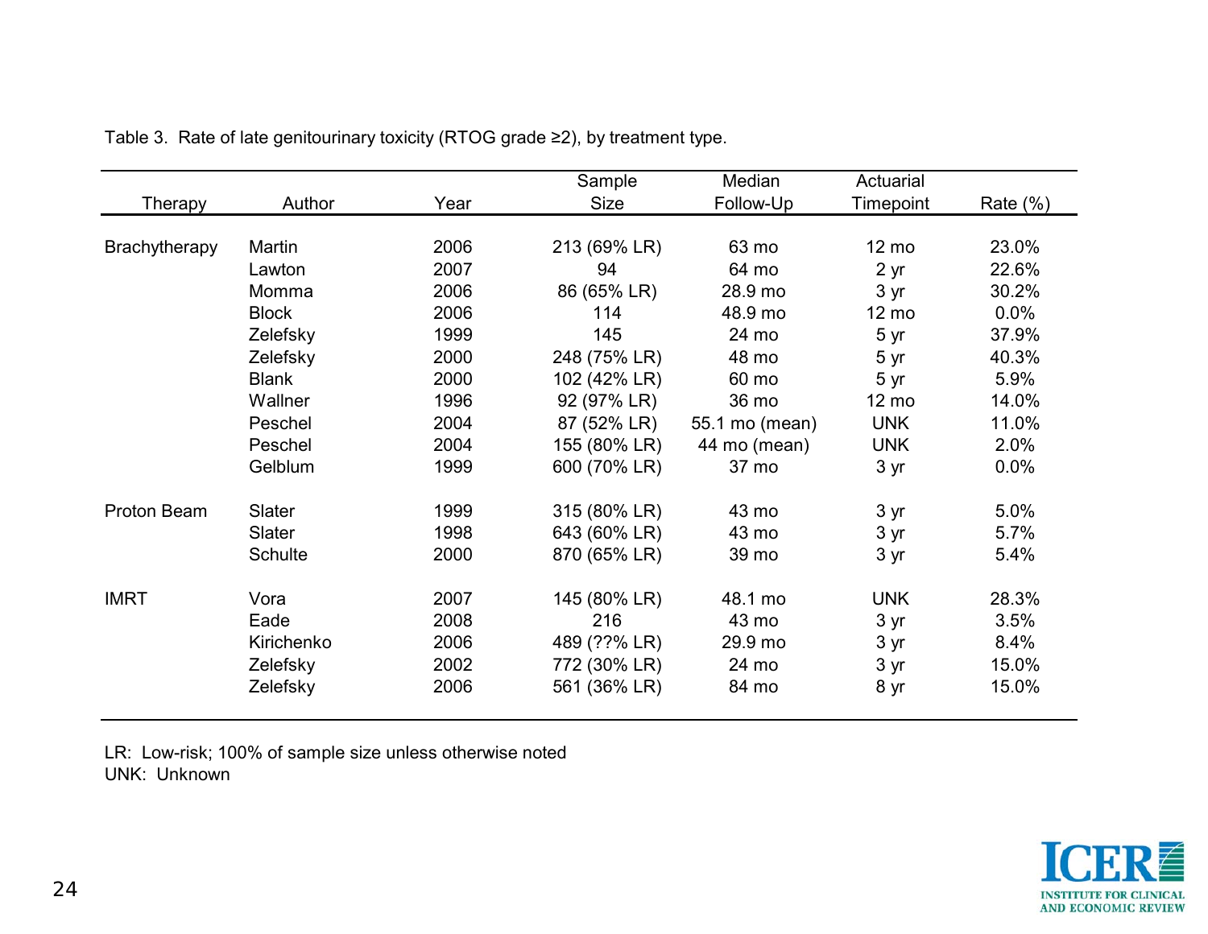Table 3. Rate of late genitourinary toxicity (RTOG grade ≥2), by treatment type.

| Therapy | Author | Year | Sample Size | Median Follow-Up | Actuarial Timepoint | Rate (%) |
|---|---|---|---|---|---|---|
| Brachytherapy | Martin | 2006 | 213 (69% LR) | 63 mo | 12 mo | 23.0% |
| | Lawton | 2007 | 94 | 64 mo | 2 yr | 22.6% |
| | Momma | 2006 | 86 (65% LR) | 28.9 mo | 3 yr | 30.2% |
| | Block | 2006 | 114 | 48.9 mo | 12 mo | 0.0% |
| | Zelefsky | 1999 | 145 | 24 mo | 5 yr | 37.9% |
| | Zelefsky | 2000 | 248 (75% LR) | 48 mo | 5 yr | 40.3% |
| | Blank | 2000 | 102 (42% LR) | 60 mo | 5 yr | 5.9% |
| | Wallner | 1996 | 92 (97% LR) | 36 mo | 12 mo | 14.0% |
| | Peschel | 2004 | 87 (52% LR) | 55.1 mo (mean) | UNK | 11.0% |
| | Peschel | 2004 | 155 (80% LR) | 44 mo (mean) | UNK | 2.0% |
| | Gelblum | 1999 | 600 (70% LR) | 37 mo | 3 yr | 0.0% |
| Proton Beam | Slater | 1999 | 315 (80% LR) | 43 mo | 3 yr | 5.0% |
| | Slater | 1998 | 643 (60% LR) | 43 mo | 3 yr | 5.7% |
| | Schulte | 2000 | 870 (65% LR) | 39 mo | 3 yr | 5.4% |
| IMRT | Vora | 2007 | 145 (80% LR) | 48.1 mo | UNK | 28.3% |
| | Eade | 2008 | 216 | 43 mo | 3 yr | 3.5% |
| | Kirichenko | 2006 | 489 (??% LR) | 29.9 mo | 3 yr | 8.4% |
| | Zelefsky | 2002 | 772 (30% LR) | 24 mo | 3 yr | 15.0% |
| | Zelefsky | 2006 | 561 (36% LR) | 84 mo | 8 yr | 15.0% |

LR: Low-risk; 100% of sample size unless otherwise noted
UNK: Unknown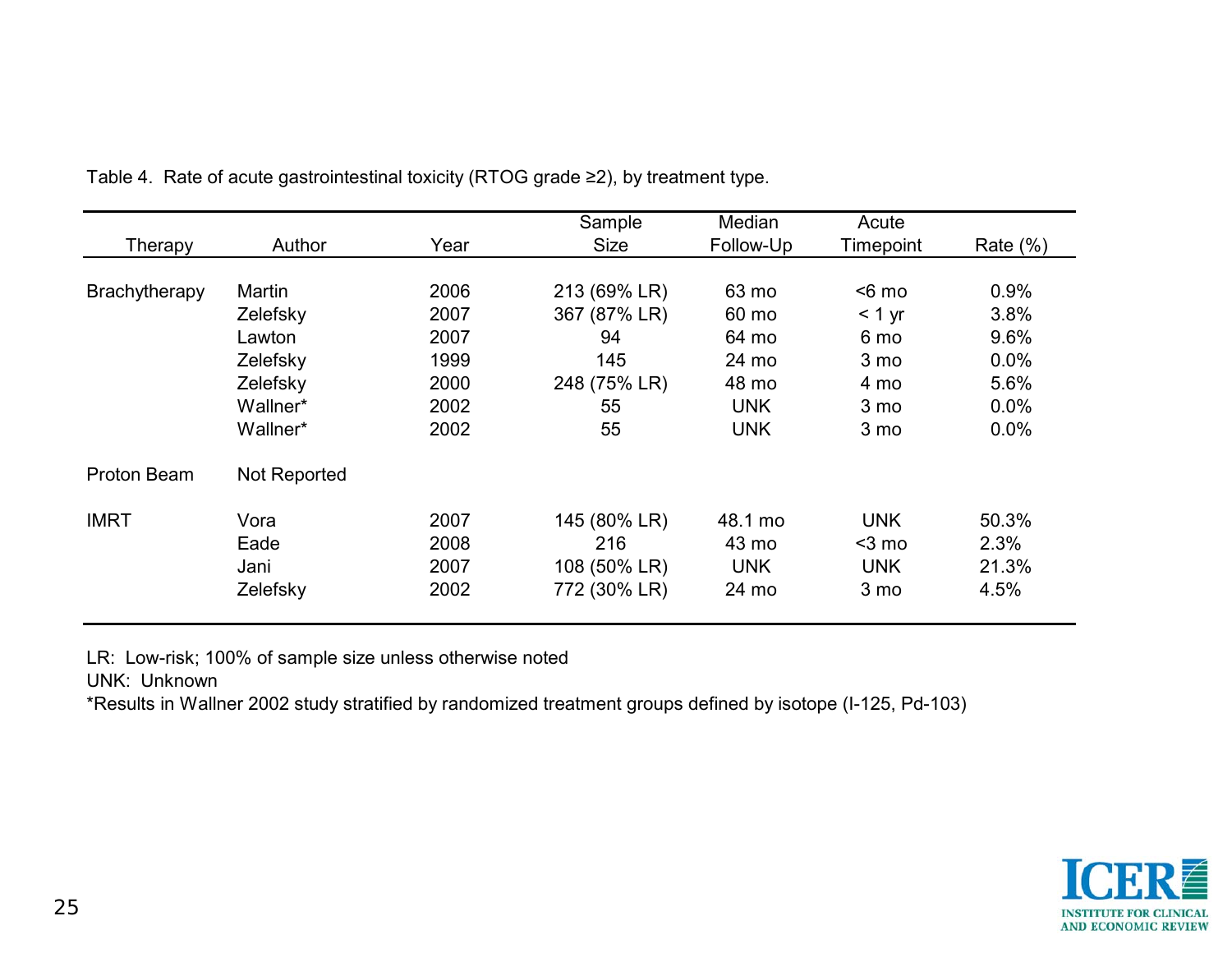Table 4. Rate of acute gastrointestinal toxicity (RTOG grade ≥2), by treatment type.

| Therapy | Author | Year | Sample Size | Median Follow-Up | Acute Timepoint | Rate (%) |
|---|---|---|---|---|---|---|
| Brachytherapy | Martin | 2006 | 213 (69% LR) | 63 mo | <6 mo | 0.9% |
| | Zelefsky | 2007 | 367 (87% LR) | 60 mo | < 1 yr | 3.8% |
| | Lawton | 2007 | 94 | 64 mo | 6 mo | 9.6% |
| | Zelefsky | 1999 | 145 | 24 mo | 3 mo | 0.0% |
| | Zelefsky | 2000 | 248 (75% LR) | 48 mo | 4 mo | 5.6% |
| | Wallner* | 2002 | 55 | UNK | 3 mo | 0.0% |
| | Wallner* | 2002 | 55 | UNK | 3 mo | 0.0% |
| Proton Beam | Not Reported | | | | | |
| IMRT | Vora | 2007 | 145 (80% LR) | 48.1 mo | UNK | 50.3% |
| | Eade | 2008 | 216 | 43 mo | <3 mo | 2.3% |
| | Jani | 2007 | 108 (50% LR) | UNK | UNK | 21.3% |
| | Zelefsky | 2002 | 772 (30% LR) | 24 mo | 3 mo | 4.5% |

LR: Low-risk; 100% of sample size unless otherwise noted

UNK: Unknown

*Results in Wallner 2002 study stratified by randomized treatment groups defined by isotope (I-125, Pd-103)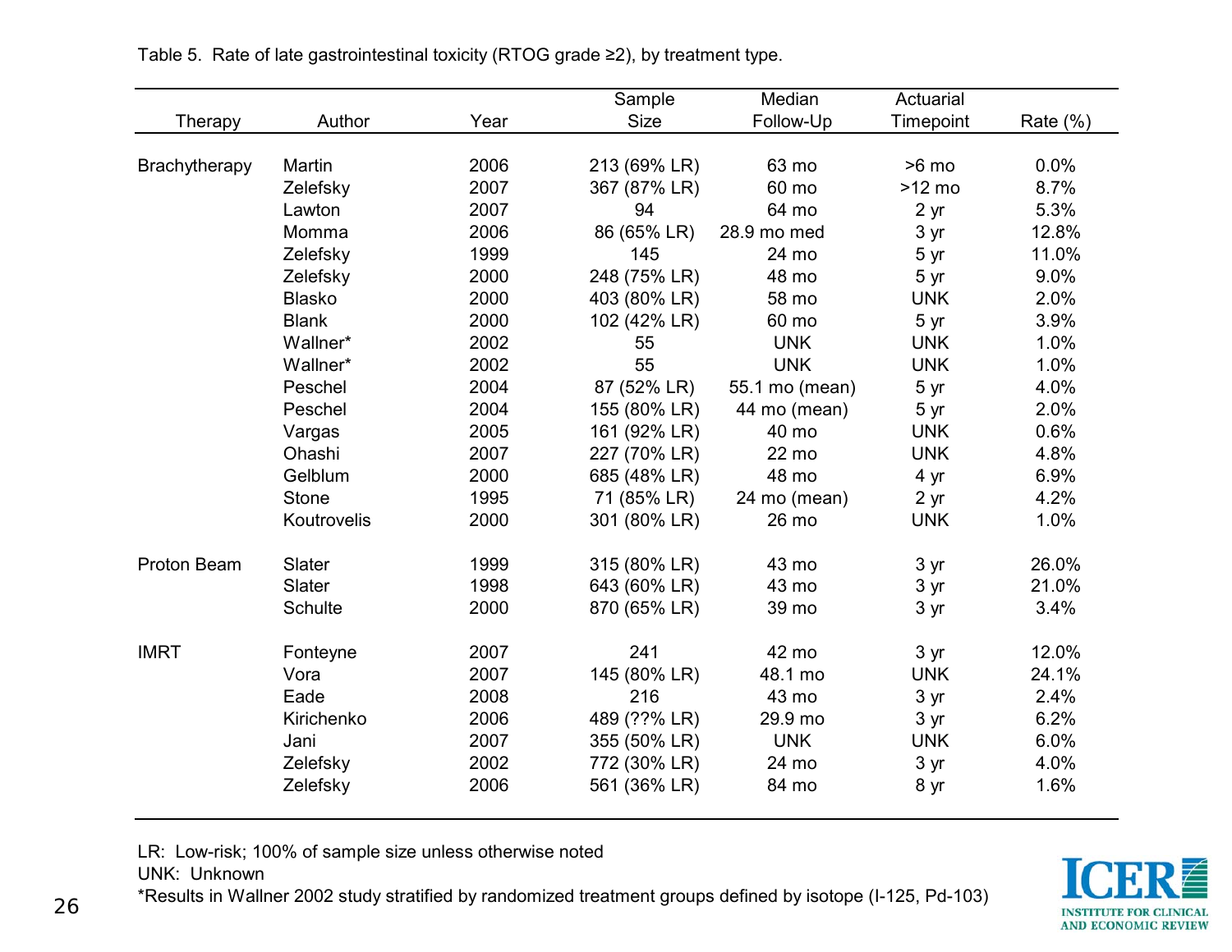Table 5. Rate of late gastrointestinal toxicity (RTOG grade ≥2), by treatment type.

| Therapy | Author | Year | Sample Size | Median Follow-Up | Actuarial Timepoint | Rate (%) |
|---|---|---|---|---|---|---|
| Brachytherapy | Martin | 2006 | 213 (69% LR) | 63 mo | >6 mo | 0.0% |
| | Zelefsky | 2007 | 367 (87% LR) | 60 mo | >12 mo | 8.7% |
| | Lawton | 2007 | 94 | 64 mo | 2 yr | 5.3% |
| | Momma | 2006 | 86 (65% LR) | 28.9 mo med | 3 yr | 12.8% |
| | Zelefsky | 1999 | 145 | 24 mo | 5 yr | 11.0% |
| | Zelefsky | 2000 | 248 (75% LR) | 48 mo | 5 yr | 9.0% |
| | Blasko | 2000 | 403 (80% LR) | 58 mo | UNK | 2.0% |
| | Blank | 2000 | 102 (42% LR) | 60 mo | 5 yr | 3.9% |
| | Wallner* | 2002 | 55 | UNK | UNK | 1.0% |
| | Wallner* | 2002 | 55 | UNK | UNK | 1.0% |
| | Peschel | 2004 | 87 (52% LR) | 55.1 mo (mean) | 5 yr | 4.0% |
| | Peschel | 2004 | 155 (80% LR) | 44 mo (mean) | 5 yr | 2.0% |
| | Vargas | 2005 | 161 (92% LR) | 40 mo | UNK | 0.6% |
| | Ohashi | 2007 | 227 (70% LR) | 22 mo | UNK | 4.8% |
| | Gelblum | 2000 | 685 (48% LR) | 48 mo | 4 yr | 6.9% |
| | Stone | 1995 | 71 (85% LR) | 24 mo (mean) | 2 yr | 4.2% |
| | Koutrovelis | 2000 | 301 (80% LR) | 26 mo | UNK | 1.0% |
| Proton Beam | Slater | 1999 | 315 (80% LR) | 43 mo | 3 yr | 26.0% |
| | Slater | 1998 | 643 (60% LR) | 43 mo | 3 yr | 21.0% |
| | Schulte | 2000 | 870 (65% LR) | 39 mo | 3 yr | 3.4% |
| IMRT | Fonteyne | 2007 | 241 | 42 mo | 3 yr | 12.0% |
| | Vora | 2007 | 145 (80% LR) | 48.1 mo | UNK | 24.1% |
| | Eade | 2008 | 216 | 43 mo | 3 yr | 2.4% |
| | Kirichenko | 2006 | 489 (??% LR) | 29.9 mo | 3 yr | 6.2% |
| | Jani | 2007 | 355 (50% LR) | UNK | UNK | 6.0% |
| | Zelefsky | 2002 | 772 (30% LR) | 24 mo | 3 yr | 4.0% |
| | Zelefsky | 2006 | 561 (36% LR) | 84 mo | 8 yr | 1.6% |

LR: Low-risk; 100% of sample size unless otherwise noted

UNK: Unknown

*Results in Wallner 2002 study stratified by randomized treatment groups defined by isotope (I-125, Pd-103)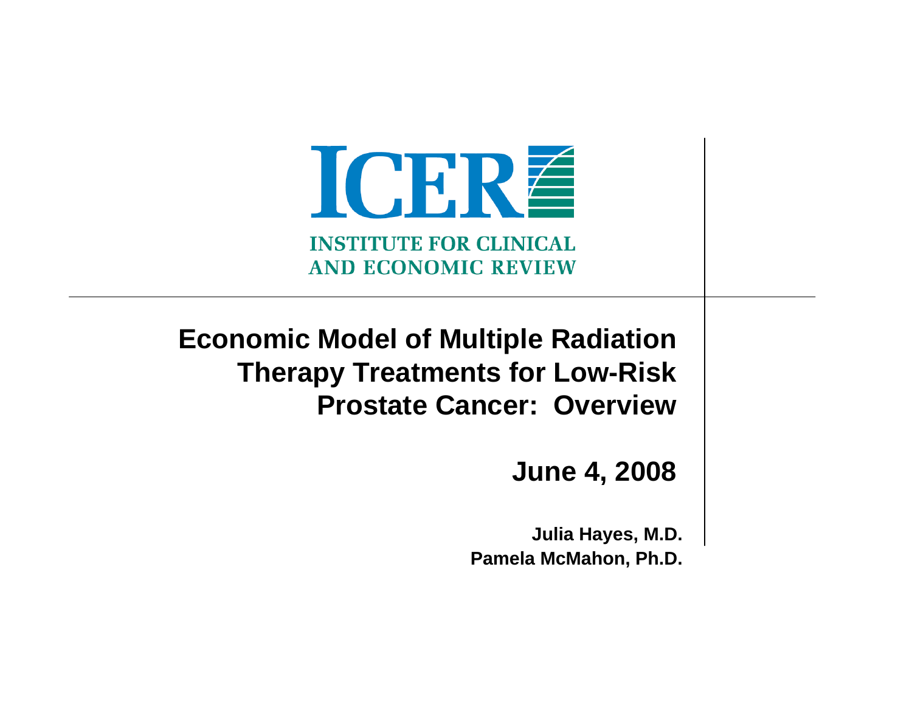ICER

INSTITUTE FOR CLINICAL AND ECONOMIC REVIEW

# Economic Model of Multiple Radiation Therapy Treatments for Low-Risk Prostate Cancer: Overview

**June 4, 2008**

**Julia Hayes, M.D.**
**Pamela McMahon, Ph.D.**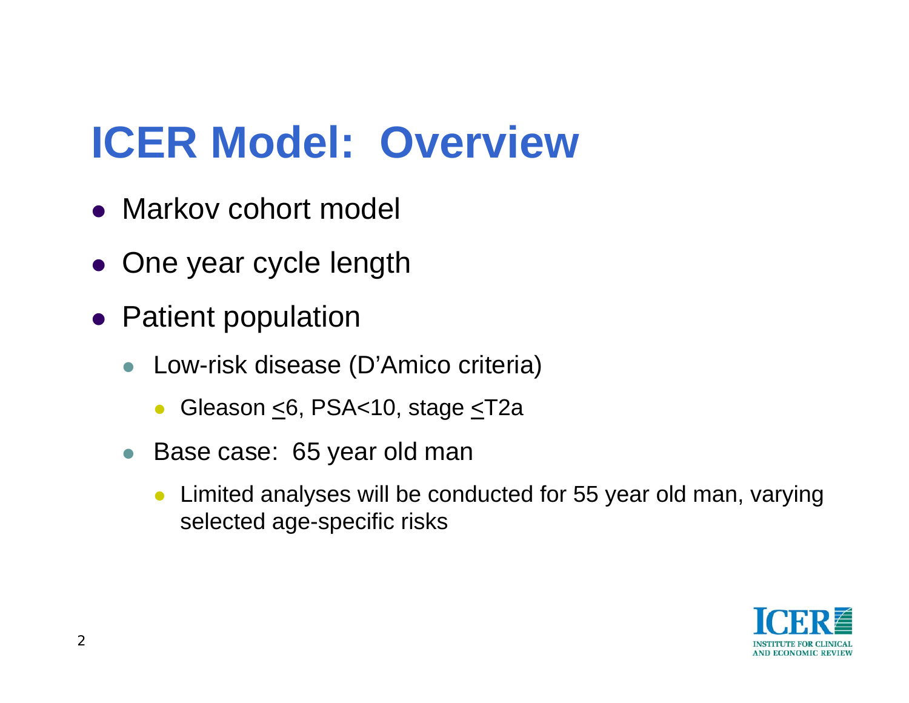# ICER Model: Overview

- Markov cohort model
- One year cycle length
- Patient population
  - Low-risk disease (D'Amico criteria)
    - Gleason ≤6, PSA<10, stage ≤T2a
  - Base case: 65 year old man
    - Limited analyses will be conducted for 55 year old man, varying selected age-specific risks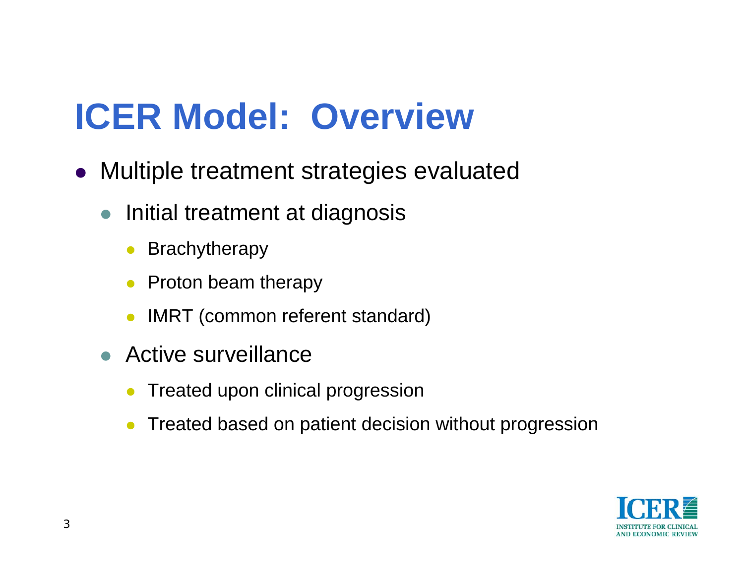# ICER Model: Overview

- Multiple treatment strategies evaluated
  - Initial treatment at diagnosis
    - Brachytherapy
    - Proton beam therapy
    - IMRT (common referent standard)
  - Active surveillance
    - Treated upon clinical progression
    - Treated based on patient decision without progression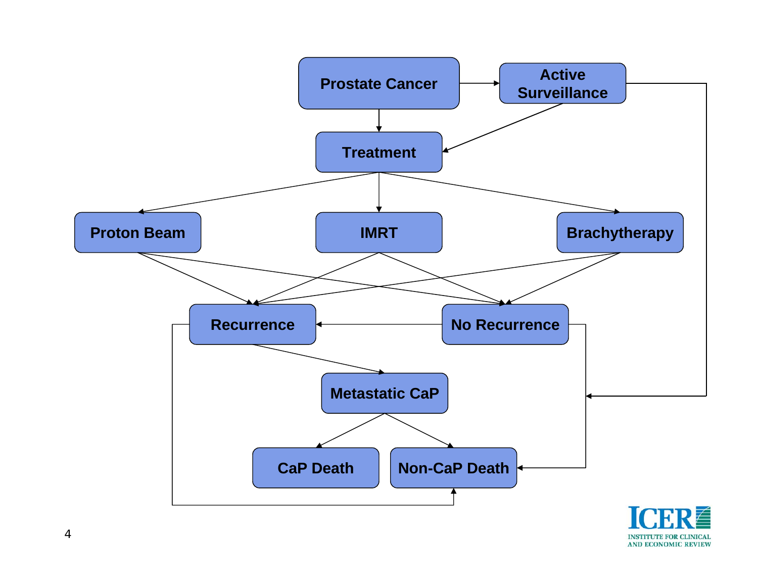Prostate Cancer

Active Surveillance

Treatment

Proton Beam

IMRT

Brachytherapy

Recurrence

No Recurrence

Metastatic CaP

CaP Death

Non-CaP Death

ICER
INSTITUTE FOR CLINICAL AND ECONOMIC REVIEW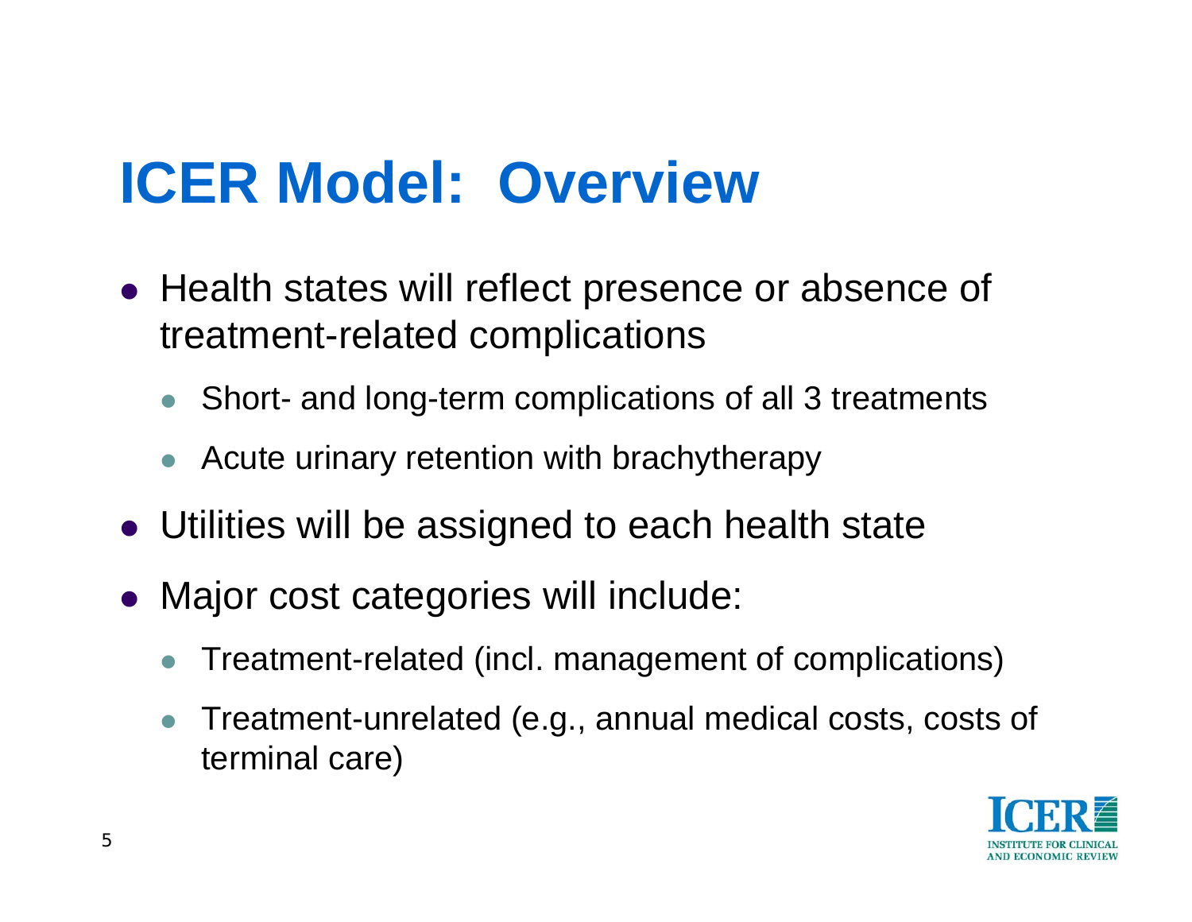# ICER Model: Overview

- Health states will reflect presence or absence of treatment-related complications
  - Short- and long-term complications of all 3 treatments
  - Acute urinary retention with brachytherapy
- Utilities will be assigned to each health state
- Major cost categories will include:
  - Treatment-related (incl. management of complications)
  - Treatment-unrelated (e.g., annual medical costs, costs of terminal care)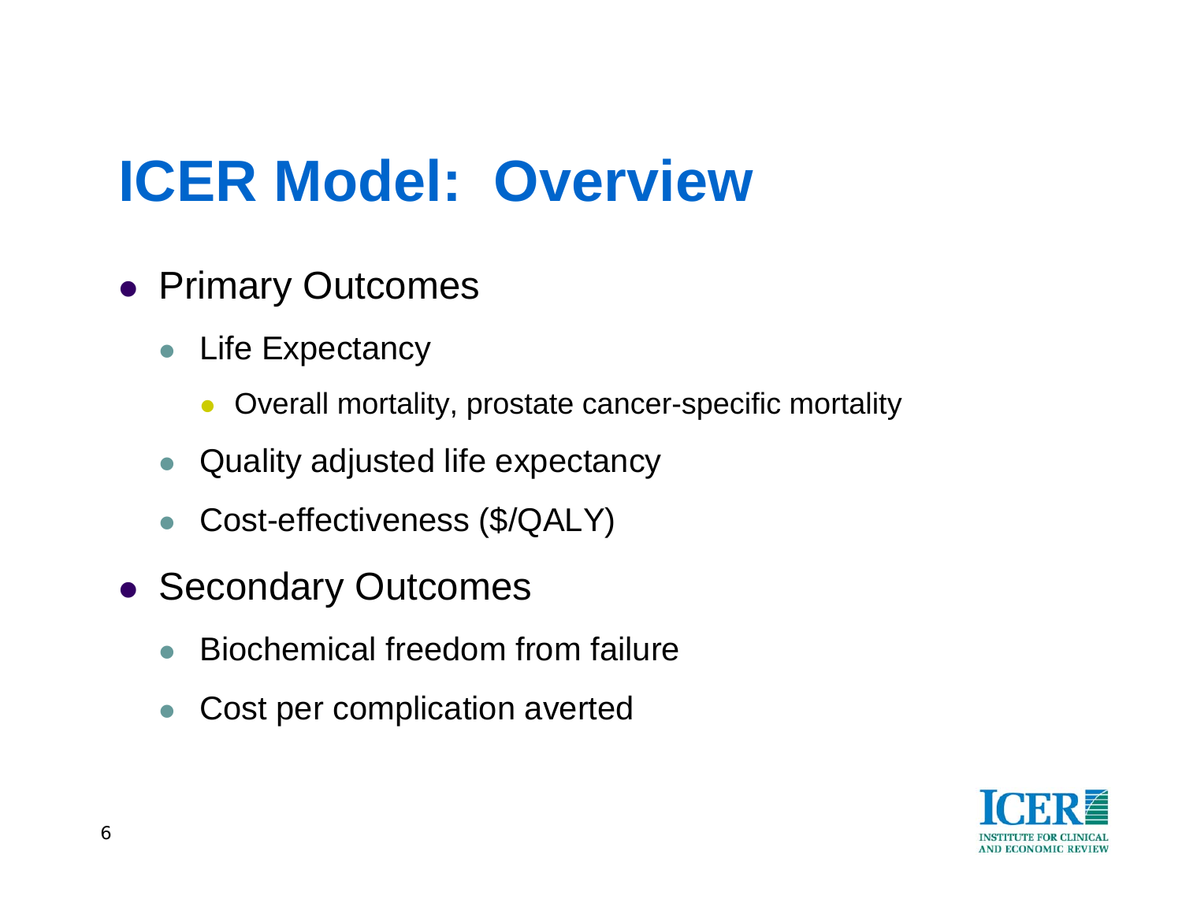# ICER Model: Overview

- Primary Outcomes
  - Life Expectancy
    - Overall mortality, prostate cancer-specific mortality
  - Quality adjusted life expectancy
  - Cost-effectiveness ($/QALY)
- Secondary Outcomes
  - Biochemical freedom from failure
  - Cost per complication averted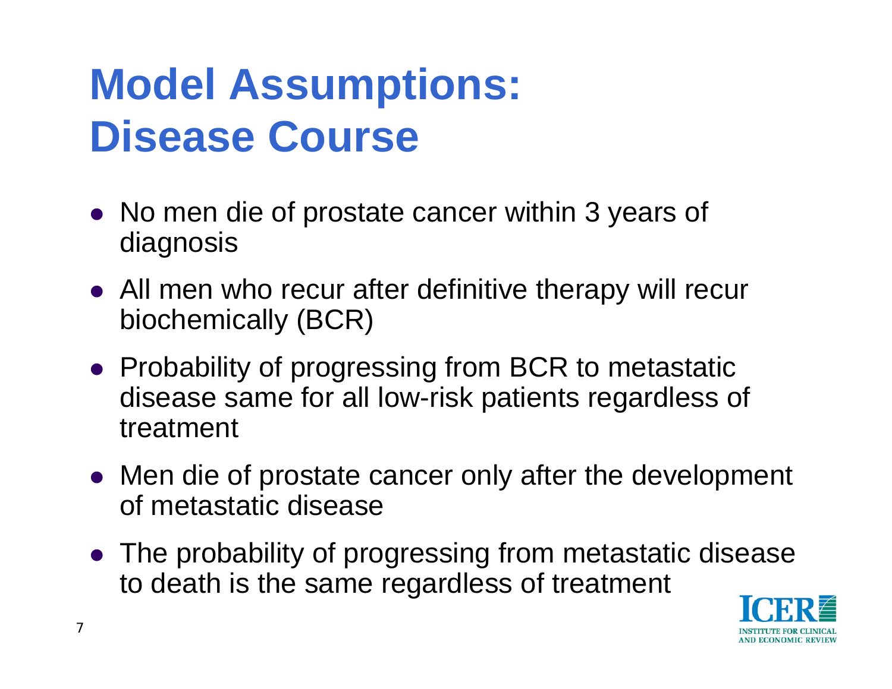# Model Assumptions: Disease Course

- No men die of prostate cancer within 3 years of diagnosis
- All men who recur after definitive therapy will recur biochemically (BCR)
- Probability of progressing from BCR to metastatic disease same for all low-risk patients regardless of treatment
- Men die of prostate cancer only after the development of metastatic disease
- The probability of progressing from metastatic disease to death is the same regardless of treatment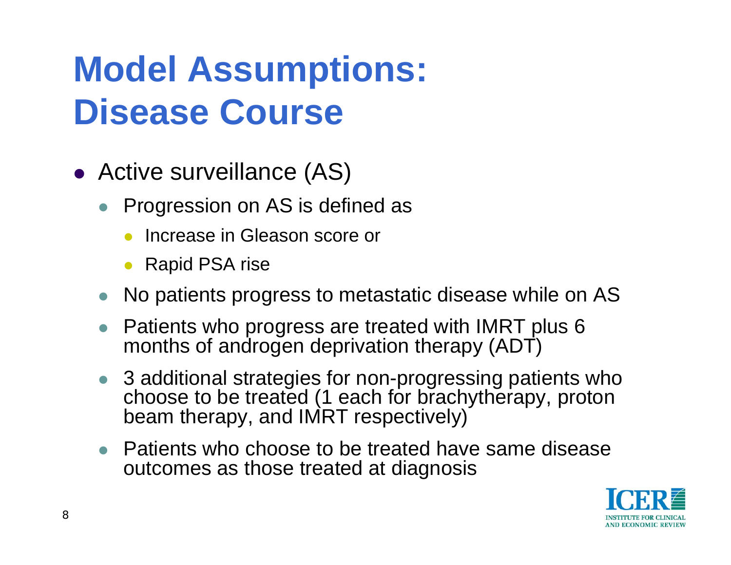# Model Assumptions: Disease Course

- Active surveillance (AS)
  - Progression on AS is defined as
    - Increase in Gleason score or
    - Rapid PSA rise
  - No patients progress to metastatic disease while on AS
  - Patients who progress are treated with IMRT plus 6 months of androgen deprivation therapy (ADT)
  - 3 additional strategies for non-progressing patients who choose to be treated (1 each for brachytherapy, proton beam therapy, and IMRT respectively)
  - Patients who choose to be treated have same disease outcomes as those treated at diagnosis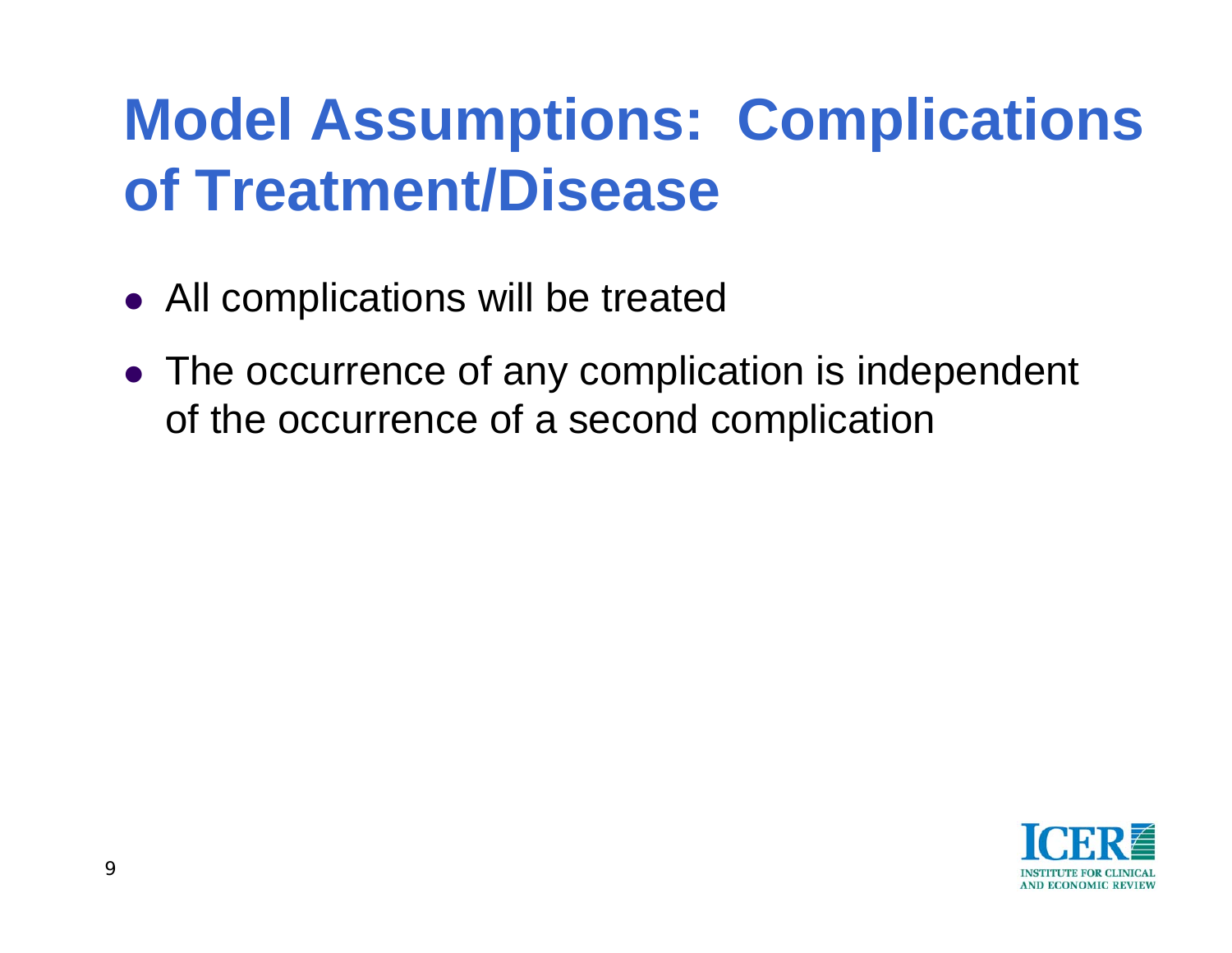# Model Assumptions: Complications of Treatment/Disease

- All complications will be treated
- The occurrence of any complication is independent of the occurrence of a second complication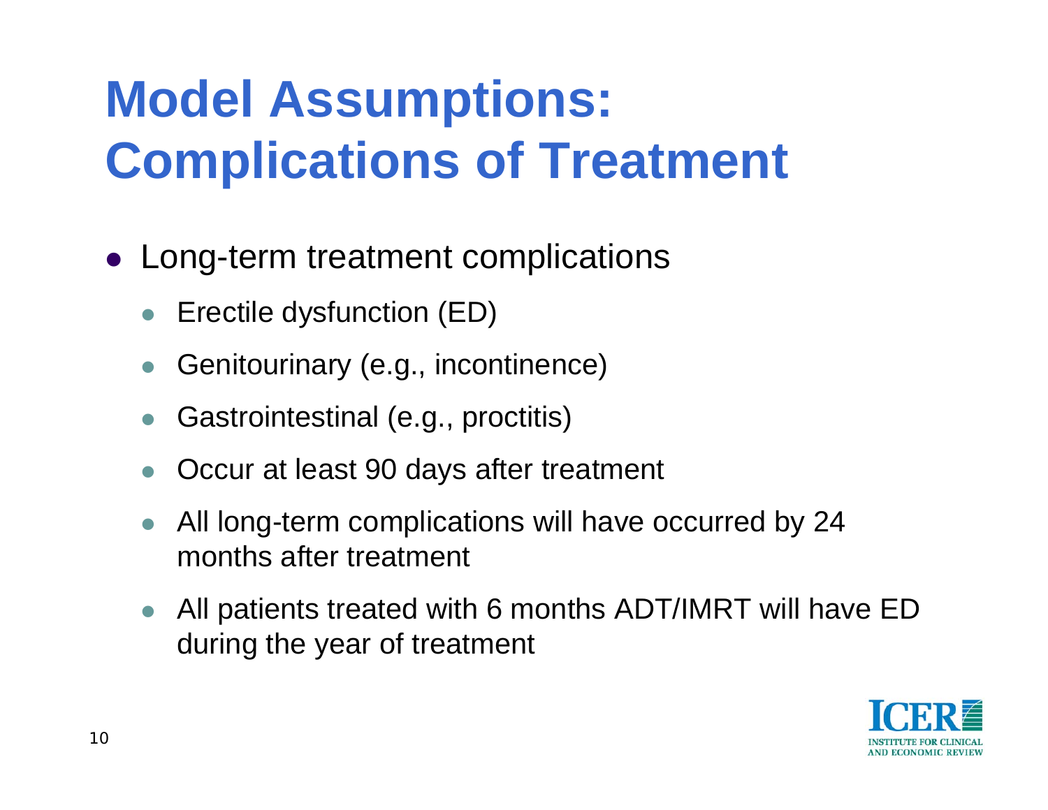# Model Assumptions: Complications of Treatment

- Long-term treatment complications
  - Erectile dysfunction (ED)
  - Genitourinary (e.g., incontinence)
  - Gastrointestinal (e.g., proctitis)
  - Occur at least 90 days after treatment
  - All long-term complications will have occurred by 24 months after treatment
  - All patients treated with 6 months ADT/IMRT will have ED during the year of treatment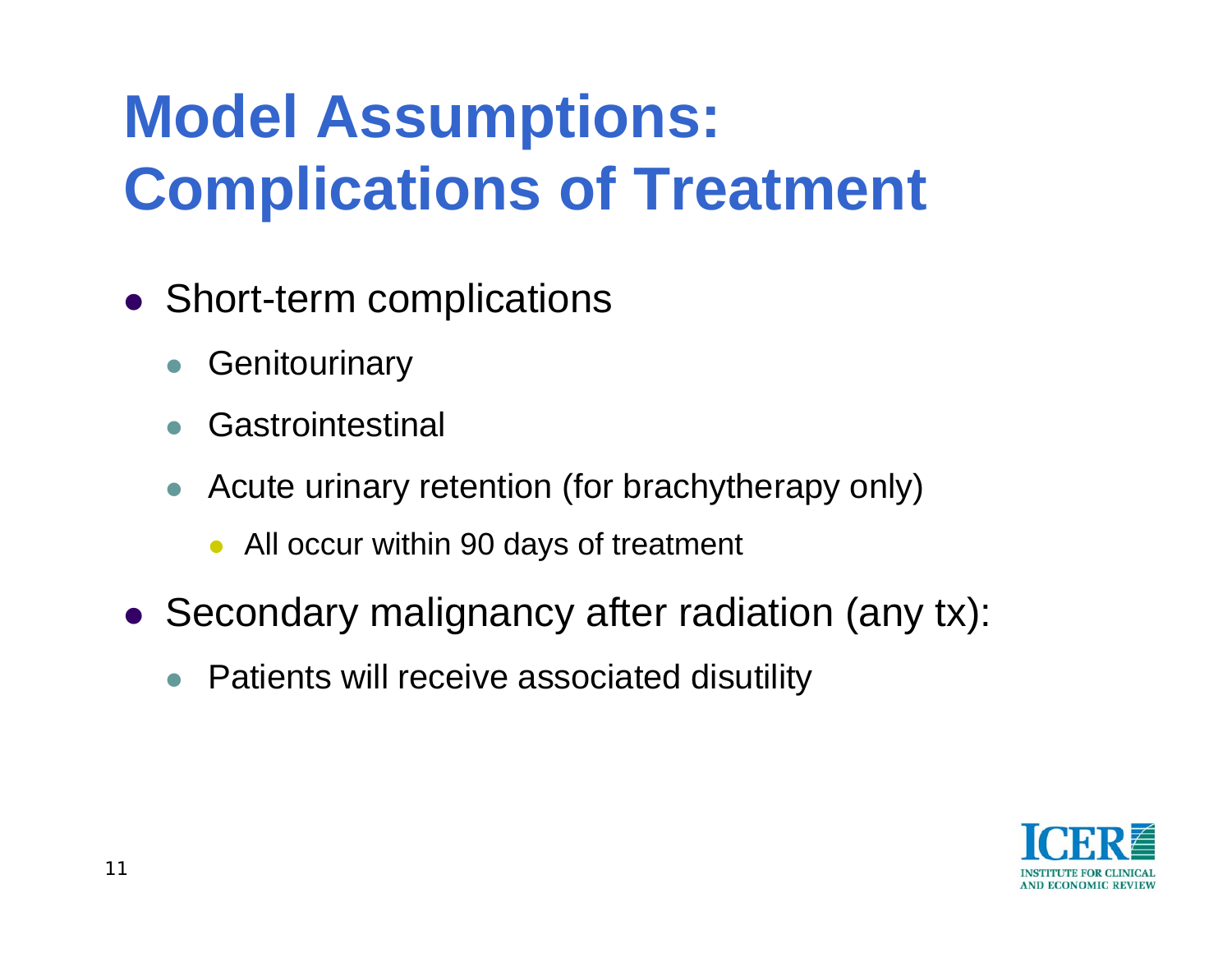# Model Assumptions: Complications of Treatment

- Short-term complications
  - Genitourinary
  - Gastrointestinal
  - Acute urinary retention (for brachytherapy only)
    - All occur within 90 days of treatment
- Secondary malignancy after radiation (any tx):
  - Patients will receive associated disutility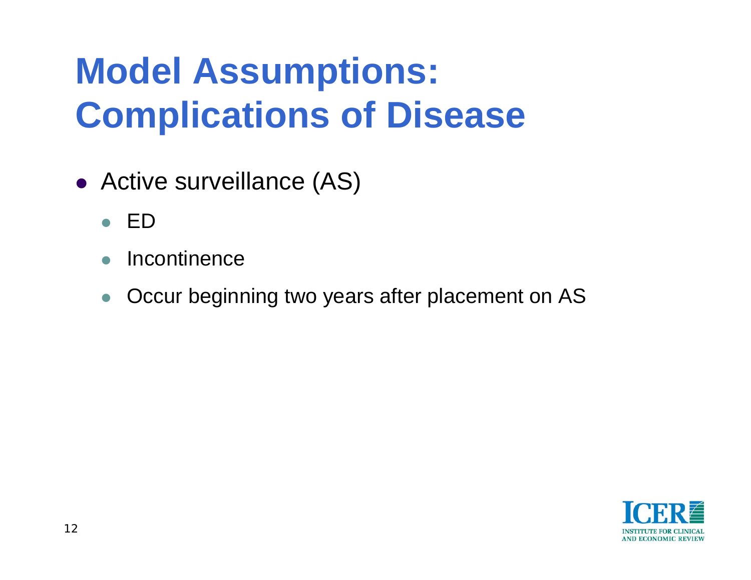# Model Assumptions: Complications of Disease

- Active surveillance (AS)
  - ED
  - Incontinence
  - Occur beginning two years after placement on AS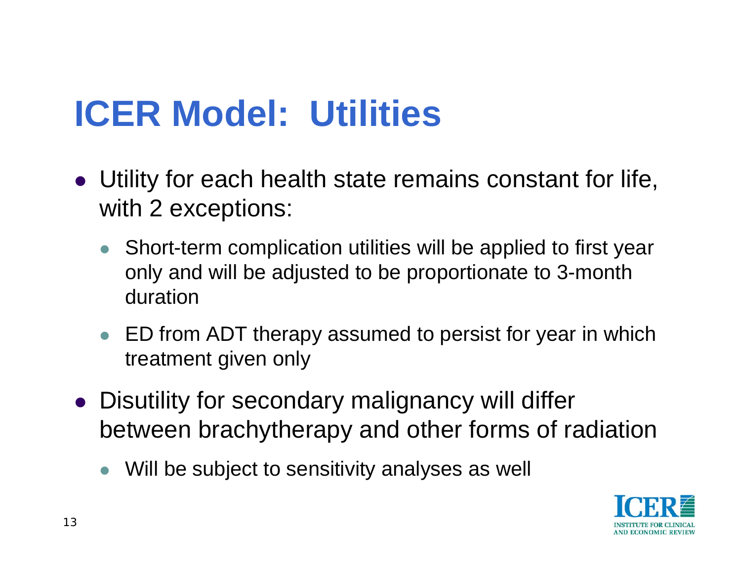# ICER Model: Utilities

- Utility for each health state remains constant for life, with 2 exceptions:
  - Short-term complication utilities will be applied to first year only and will be adjusted to be proportionate to 3-month duration
  - ED from ADT therapy assumed to persist for year in which treatment given only
- Disutility for secondary malignancy will differ between brachytherapy and other forms of radiation
  - Will be subject to sensitivity analyses as well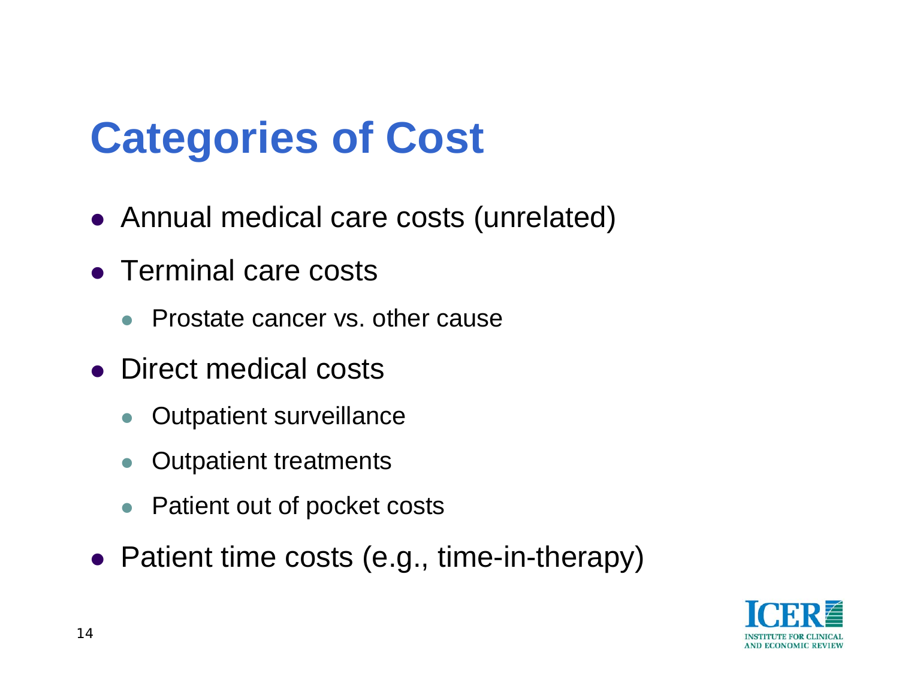# Categories of Cost

- Annual medical care costs (unrelated)
- Terminal care costs
  - Prostate cancer vs. other cause
- Direct medical costs
  - Outpatient surveillance
  - Outpatient treatments
  - Patient out of pocket costs
- Patient time costs (e.g., time-in-therapy)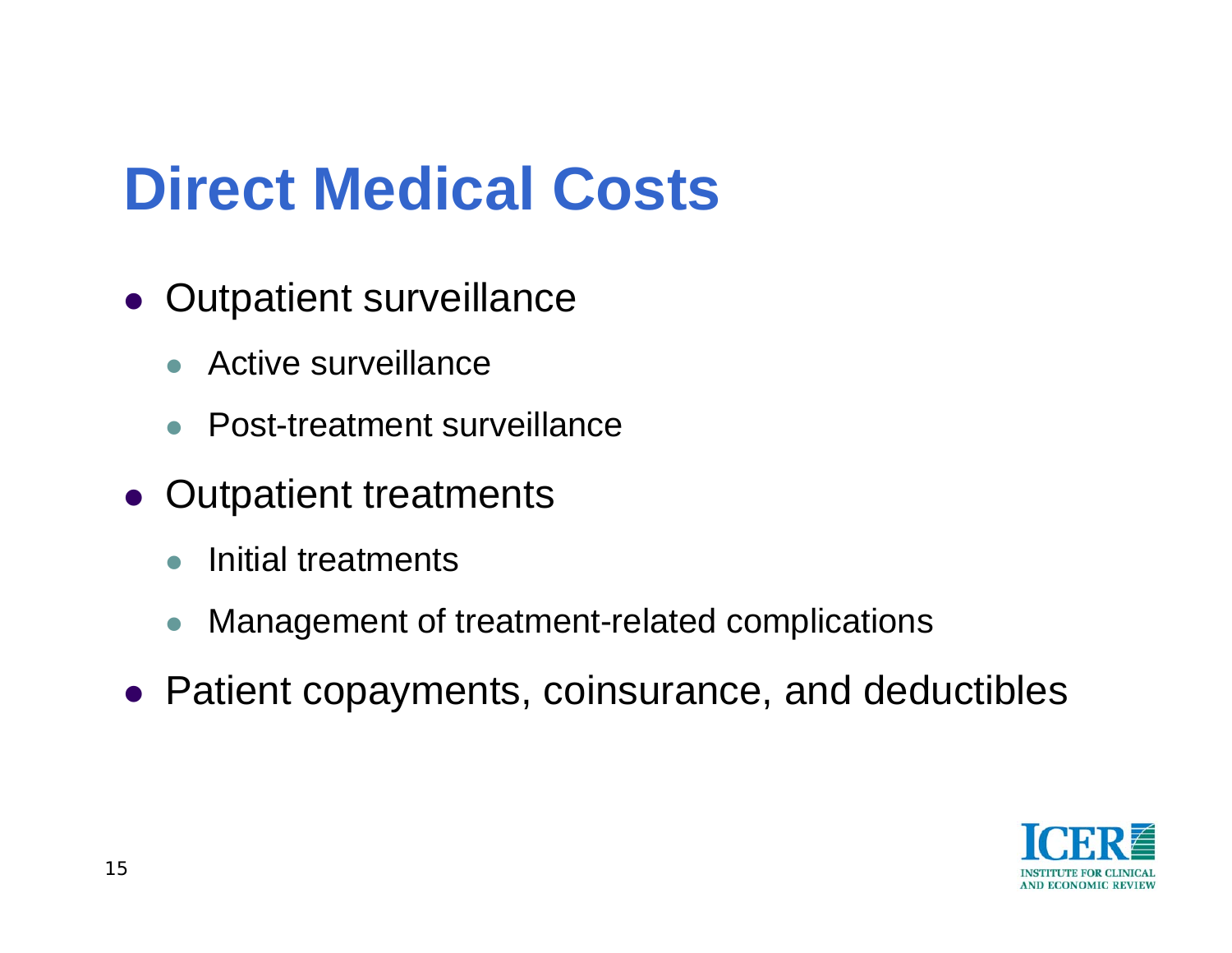# Direct Medical Costs

- Outpatient surveillance
  - Active surveillance
  - Post-treatment surveillance
- Outpatient treatments
  - Initial treatments
  - Management of treatment-related complications
- Patient copayments, coinsurance, and deductibles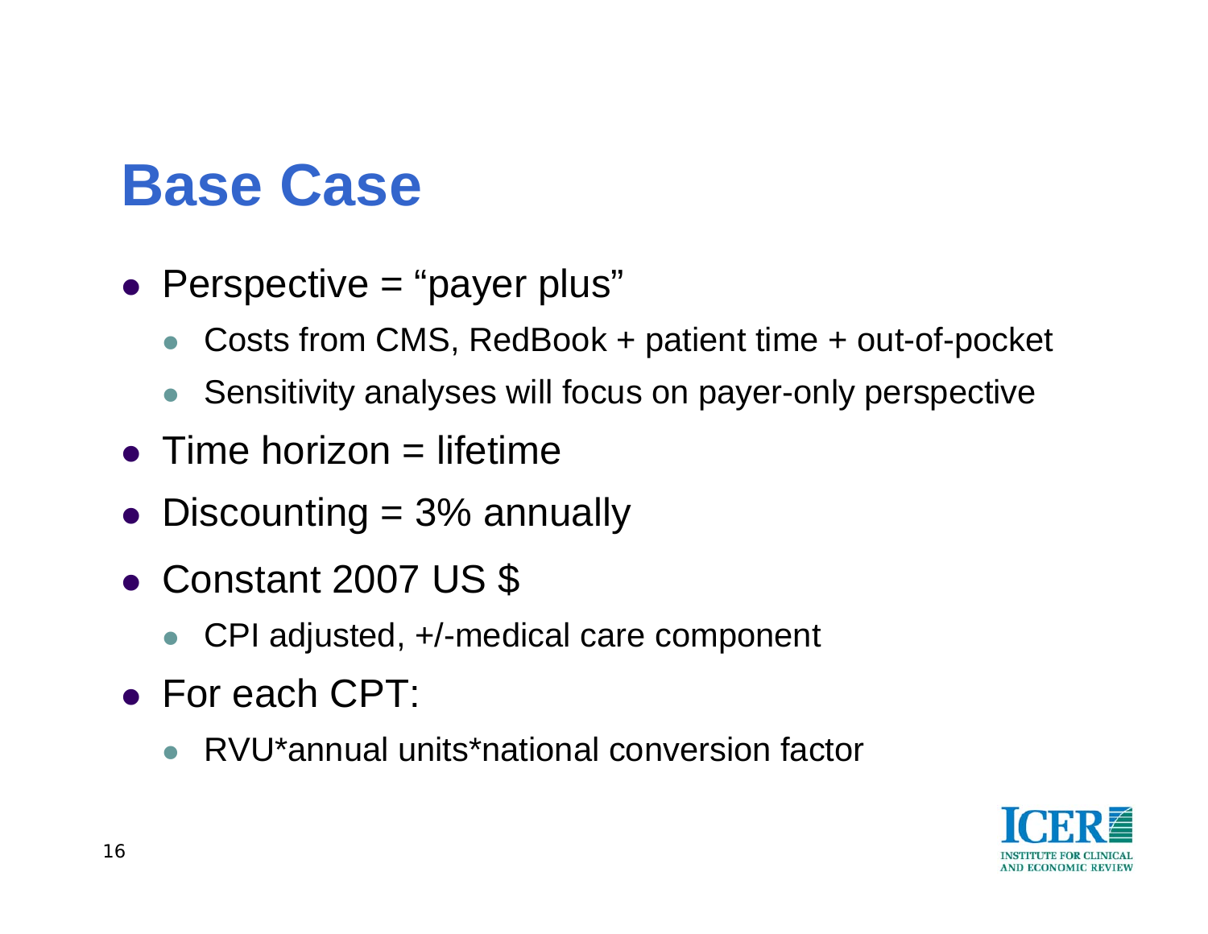# Base Case

- Perspective = “payer plus”
  - Costs from CMS, RedBook + patient time + out-of-pocket
  - Sensitivity analyses will focus on payer-only perspective
- Time horizon = lifetime
- Discounting = 3% annually
- Constant 2007 US $
  - CPI adjusted, +/-medical care component
- For each CPT:
  - RVU*annual units*national conversion factor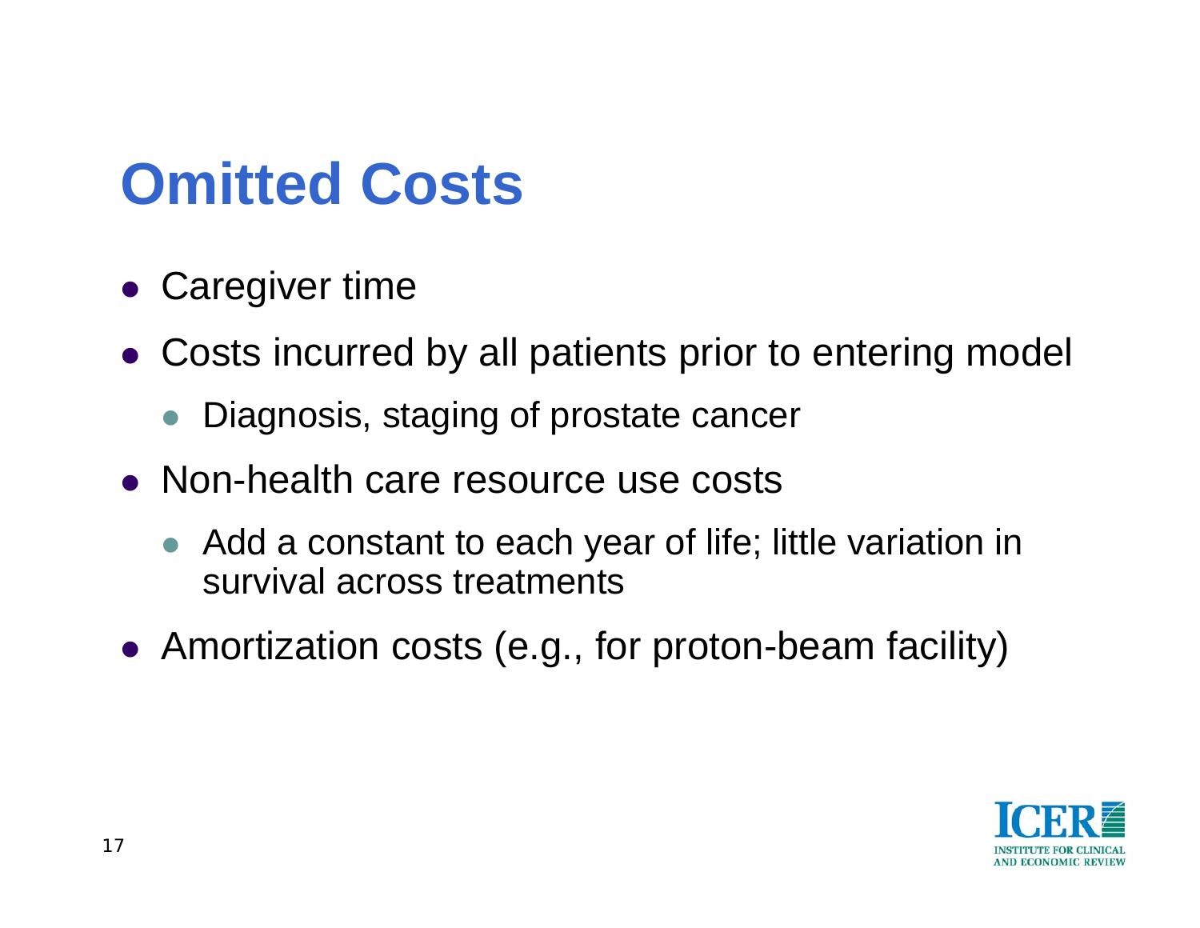# Omitted Costs

- Caregiver time
- Costs incurred by all patients prior to entering model
  - Diagnosis, staging of prostate cancer
- Non-health care resource use costs
  - Add a constant to each year of life; little variation in survival across treatments
- Amortization costs (e.g., for proton-beam facility)